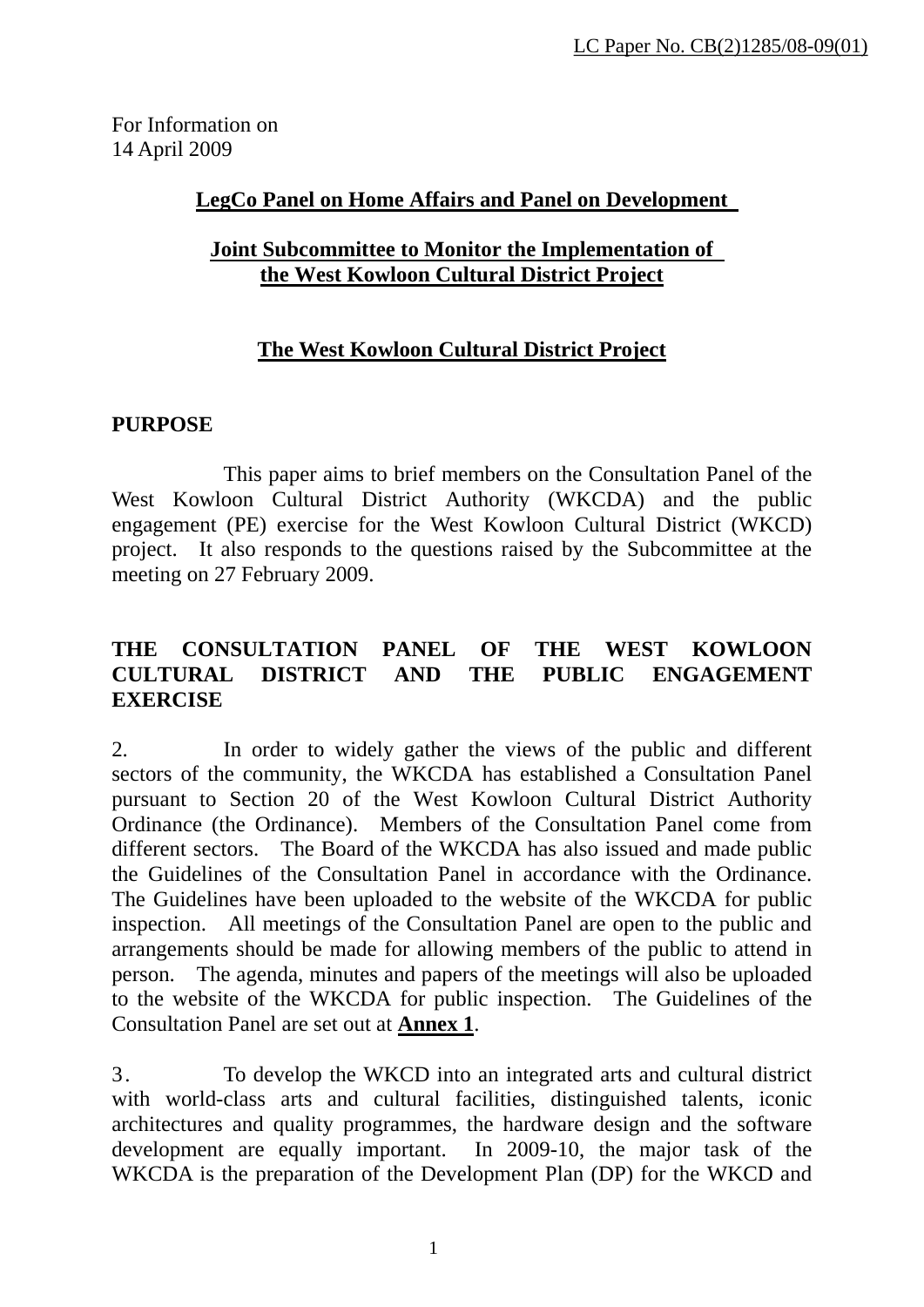LC Paper No. CB(2)1285/08-09(01)

For Information on
14 April 2009

**LegCo Panel on Home Affairs and Panel on Development**

**Joint Subcommittee to Monitor the Implementation of the West Kowloon Cultural District Project**

# The West Kowloon Cultural District Project

## PURPOSE

This paper aims to brief members on the Consultation Panel of the West Kowloon Cultural District Authority (WKCDA) and the public engagement (PE) exercise for the West Kowloon Cultural District (WKCD) project. It also responds to the questions raised by the Subcommittee at the meeting on 27 February 2009.

## THE CONSULTATION PANEL OF THE WEST KOWLOON CULTURAL DISTRICT AND THE PUBLIC ENGAGEMENT EXERCISE

2. In order to widely gather the views of the public and different sectors of the community, the WKCDA has established a Consultation Panel pursuant to Section 20 of the West Kowloon Cultural District Authority Ordinance (the Ordinance). Members of the Consultation Panel come from different sectors. The Board of the WKCDA has also issued and made public the Guidelines of the Consultation Panel in accordance with the Ordinance. The Guidelines have been uploaded to the website of the WKCDA for public inspection. All meetings of the Consultation Panel are open to the public and arrangements should be made for allowing members of the public to attend in person. The agenda, minutes and papers of the meetings will also be uploaded to the website of the WKCDA for public inspection. The Guidelines of the Consultation Panel are set out at **Annex 1**.

3. To develop the WKCD into an integrated arts and cultural district with world-class arts and cultural facilities, distinguished talents, iconic architectures and quality programmes, the hardware design and the software development are equally important. In 2009-10, the major task of the WKCDA is the preparation of the Development Plan (DP) for the WKCD and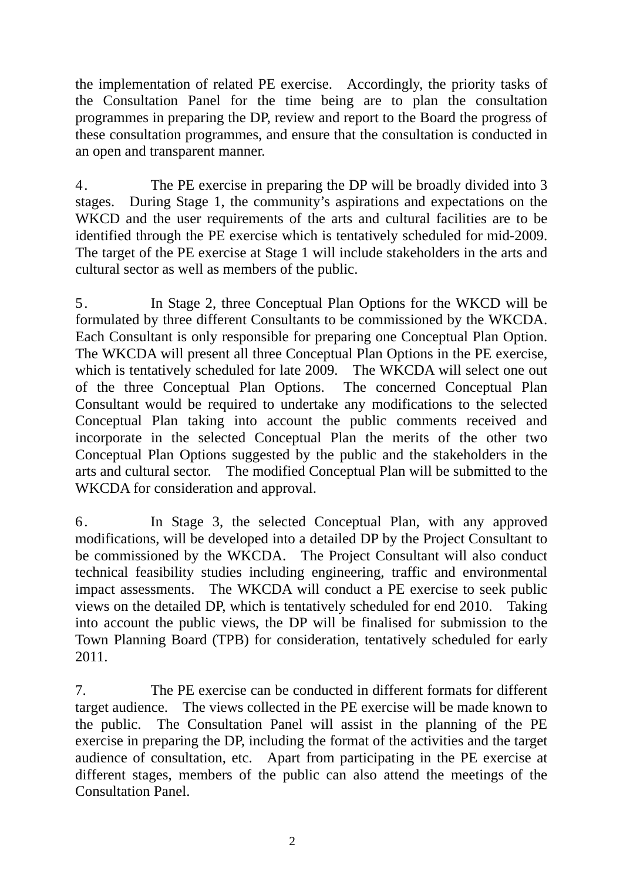the implementation of related PE exercise. Accordingly, the priority tasks of the Consultation Panel for the time being are to plan the consultation programmes in preparing the DP, review and report to the Board the progress of these consultation programmes, and ensure that the consultation is conducted in an open and transparent manner.

4. The PE exercise in preparing the DP will be broadly divided into 3 stages. During Stage 1, the community's aspirations and expectations on the WKCD and the user requirements of the arts and cultural facilities are to be identified through the PE exercise which is tentatively scheduled for mid-2009. The target of the PE exercise at Stage 1 will include stakeholders in the arts and cultural sector as well as members of the public.

5. In Stage 2, three Conceptual Plan Options for the WKCD will be formulated by three different Consultants to be commissioned by the WKCDA. Each Consultant is only responsible for preparing one Conceptual Plan Option. The WKCDA will present all three Conceptual Plan Options in the PE exercise, which is tentatively scheduled for late 2009. The WKCDA will select one out of the three Conceptual Plan Options. The concerned Conceptual Plan Consultant would be required to undertake any modifications to the selected Conceptual Plan taking into account the public comments received and incorporate in the selected Conceptual Plan the merits of the other two Conceptual Plan Options suggested by the public and the stakeholders in the arts and cultural sector. The modified Conceptual Plan will be submitted to the WKCDA for consideration and approval.

6. In Stage 3, the selected Conceptual Plan, with any approved modifications, will be developed into a detailed DP by the Project Consultant to be commissioned by the WKCDA. The Project Consultant will also conduct technical feasibility studies including engineering, traffic and environmental impact assessments. The WKCDA will conduct a PE exercise to seek public views on the detailed DP, which is tentatively scheduled for end 2010. Taking into account the public views, the DP will be finalised for submission to the Town Planning Board (TPB) for consideration, tentatively scheduled for early 2011.

7. The PE exercise can be conducted in different formats for different target audience. The views collected in the PE exercise will be made known to the public. The Consultation Panel will assist in the planning of the PE exercise in preparing the DP, including the format of the activities and the target audience of consultation, etc. Apart from participating in the PE exercise at different stages, members of the public can also attend the meetings of the Consultation Panel.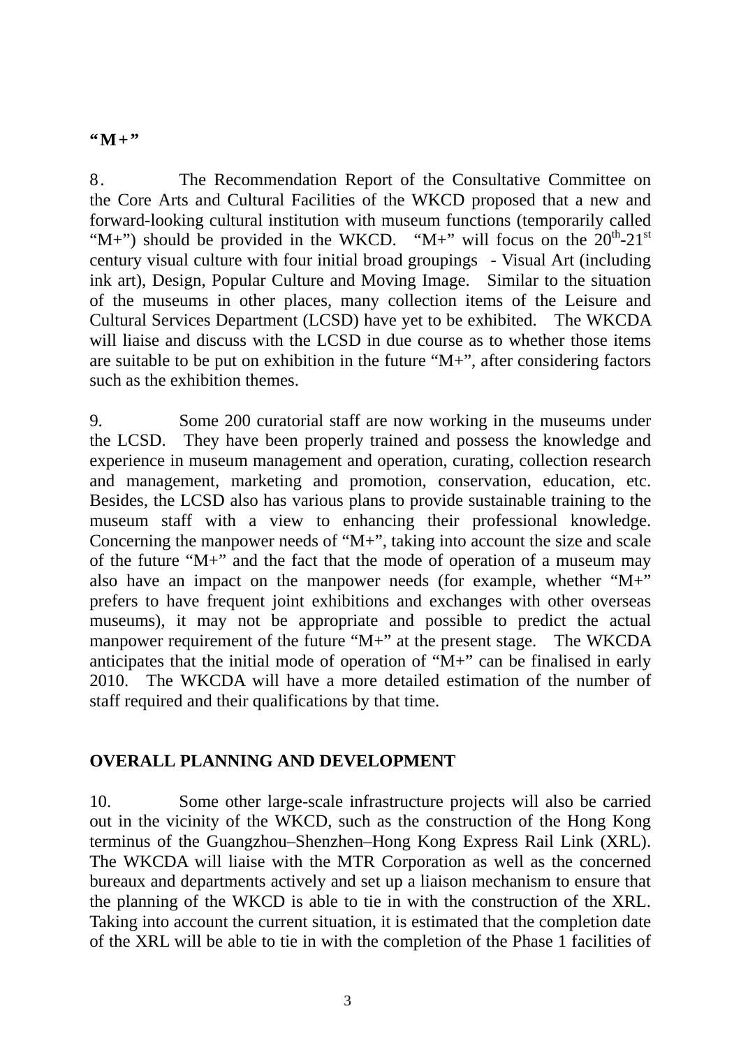**"M+"**

8. The Recommendation Report of the Consultative Committee on the Core Arts and Cultural Facilities of the WKCD proposed that a new and forward-looking cultural institution with museum functions (temporarily called "M+") should be provided in the WKCD. "M+" will focus on the 20th-21st century visual culture with four initial broad groupings - Visual Art (including ink art), Design, Popular Culture and Moving Image. Similar to the situation of the museums in other places, many collection items of the Leisure and Cultural Services Department (LCSD) have yet to be exhibited. The WKCDA will liaise and discuss with the LCSD in due course as to whether those items are suitable to be put on exhibition in the future "M+", after considering factors such as the exhibition themes.

9. Some 200 curatorial staff are now working in the museums under the LCSD. They have been properly trained and possess the knowledge and experience in museum management and operation, curating, collection research and management, marketing and promotion, conservation, education, etc. Besides, the LCSD also has various plans to provide sustainable training to the museum staff with a view to enhancing their professional knowledge. Concerning the manpower needs of "M+", taking into account the size and scale of the future "M+" and the fact that the mode of operation of a museum may also have an impact on the manpower needs (for example, whether "M+" prefers to have frequent joint exhibitions and exchanges with other overseas museums), it may not be appropriate and possible to predict the actual manpower requirement of the future "M+" at the present stage. The WKCDA anticipates that the initial mode of operation of "M+" can be finalised in early 2010. The WKCDA will have a more detailed estimation of the number of staff required and their qualifications by that time.

## OVERALL PLANNING AND DEVELOPMENT

10. Some other large-scale infrastructure projects will also be carried out in the vicinity of the WKCD, such as the construction of the Hong Kong terminus of the Guangzhou–Shenzhen–Hong Kong Express Rail Link (XRL). The WKCDA will liaise with the MTR Corporation as well as the concerned bureaux and departments actively and set up a liaison mechanism to ensure that the planning of the WKCD is able to tie in with the construction of the XRL. Taking into account the current situation, it is estimated that the completion date of the XRL will be able to tie in with the completion of the Phase 1 facilities of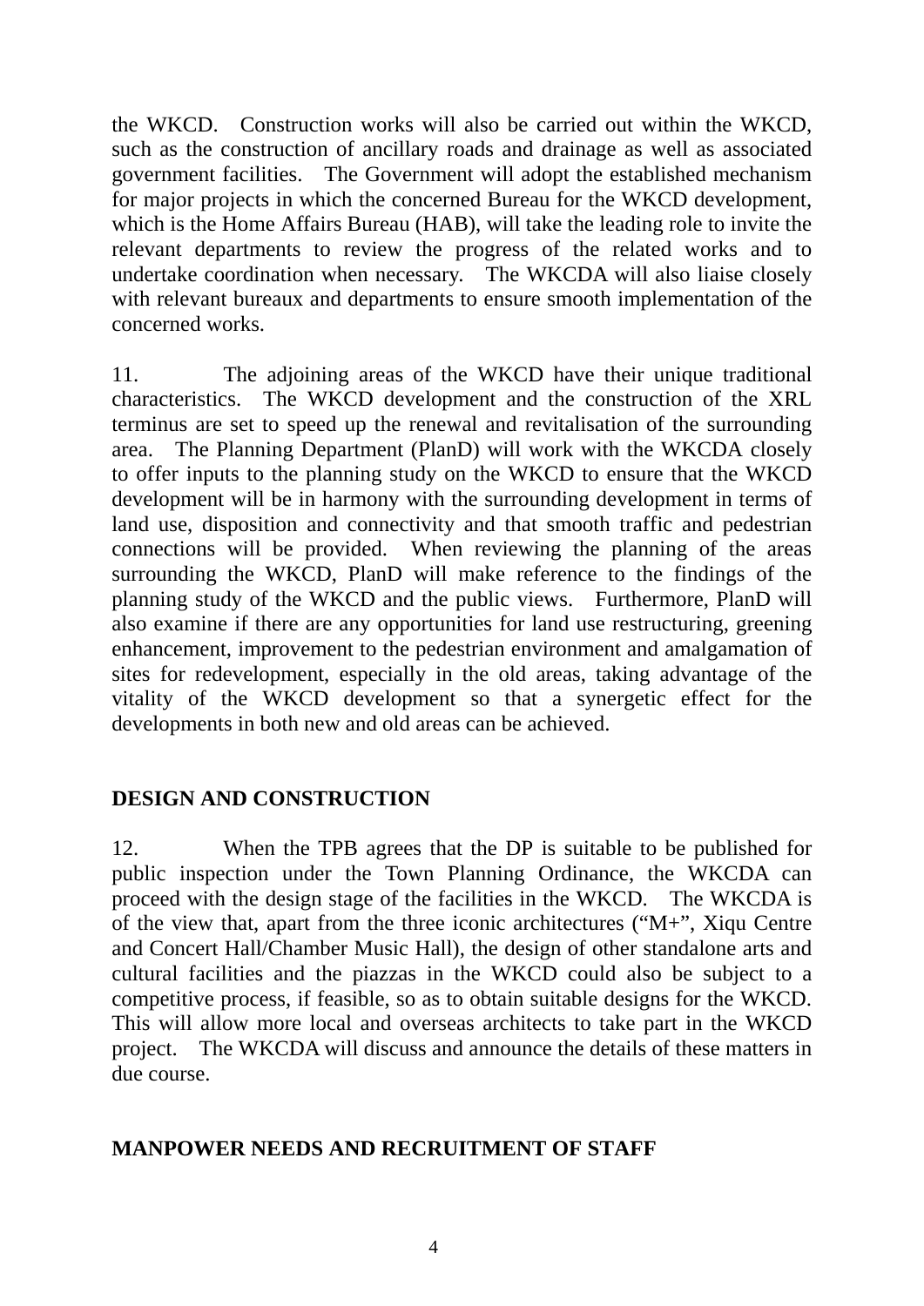the WKCD. Construction works will also be carried out within the WKCD, such as the construction of ancillary roads and drainage as well as associated government facilities. The Government will adopt the established mechanism for major projects in which the concerned Bureau for the WKCD development, which is the Home Affairs Bureau (HAB), will take the leading role to invite the relevant departments to review the progress of the related works and to undertake coordination when necessary. The WKCDA will also liaise closely with relevant bureaux and departments to ensure smooth implementation of the concerned works.

11. The adjoining areas of the WKCD have their unique traditional characteristics. The WKCD development and the construction of the XRL terminus are set to speed up the renewal and revitalisation of the surrounding area. The Planning Department (PlanD) will work with the WKCDA closely to offer inputs to the planning study on the WKCD to ensure that the WKCD development will be in harmony with the surrounding development in terms of land use, disposition and connectivity and that smooth traffic and pedestrian connections will be provided. When reviewing the planning of the areas surrounding the WKCD, PlanD will make reference to the findings of the planning study of the WKCD and the public views. Furthermore, PlanD will also examine if there are any opportunities for land use restructuring, greening enhancement, improvement to the pedestrian environment and amalgamation of sites for redevelopment, especially in the old areas, taking advantage of the vitality of the WKCD development so that a synergetic effect for the developments in both new and old areas can be achieved.

## DESIGN AND CONSTRUCTION

12. When the TPB agrees that the DP is suitable to be published for public inspection under the Town Planning Ordinance, the WKCDA can proceed with the design stage of the facilities in the WKCD. The WKCDA is of the view that, apart from the three iconic architectures ("M+", Xiqu Centre and Concert Hall/Chamber Music Hall), the design of other standalone arts and cultural facilities and the piazzas in the WKCD could also be subject to a competitive process, if feasible, so as to obtain suitable designs for the WKCD. This will allow more local and overseas architects to take part in the WKCD project. The WKCDA will discuss and announce the details of these matters in due course.

## MANPOWER NEEDS AND RECRUITMENT OF STAFF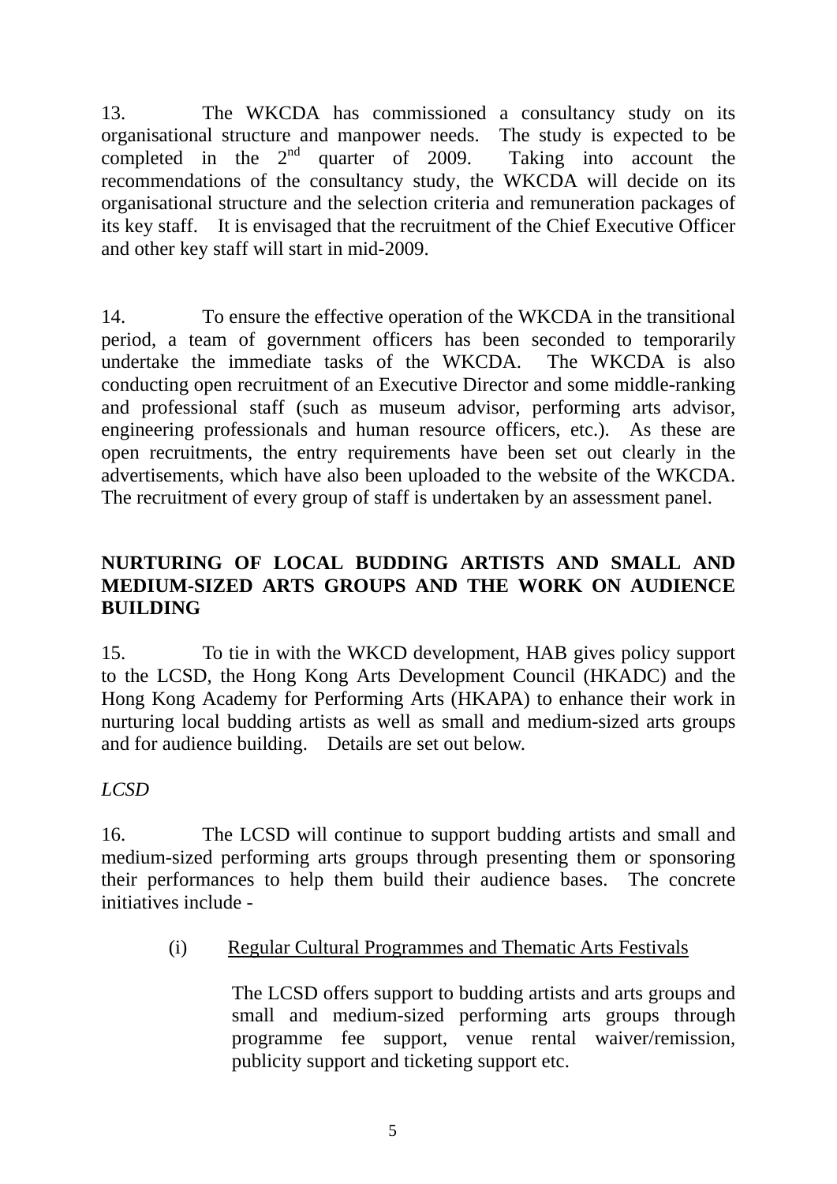13. The WKCDA has commissioned a consultancy study on its organisational structure and manpower needs. The study is expected to be completed in the 2nd quarter of 2009. Taking into account the recommendations of the consultancy study, the WKCDA will decide on its organisational structure and the selection criteria and remuneration packages of its key staff. It is envisaged that the recruitment of the Chief Executive Officer and other key staff will start in mid-2009.

14. To ensure the effective operation of the WKCDA in the transitional period, a team of government officers has been seconded to temporarily undertake the immediate tasks of the WKCDA. The WKCDA is also conducting open recruitment of an Executive Director and some middle-ranking and professional staff (such as museum advisor, performing arts advisor, engineering professionals and human resource officers, etc.). As these are open recruitments, the entry requirements have been set out clearly in the advertisements, which have also been uploaded to the website of the WKCDA. The recruitment of every group of staff is undertaken by an assessment panel.

## NURTURING OF LOCAL BUDDING ARTISTS AND SMALL AND MEDIUM-SIZED ARTS GROUPS AND THE WORK ON AUDIENCE BUILDING

15. To tie in with the WKCD development, HAB gives policy support to the LCSD, the Hong Kong Arts Development Council (HKADC) and the Hong Kong Academy for Performing Arts (HKAPA) to enhance their work in nurturing local budding artists as well as small and medium-sized arts groups and for audience building. Details are set out below.

*LCSD*

16. The LCSD will continue to support budding artists and small and medium-sized performing arts groups through presenting them or sponsoring their performances to help them build their audience bases. The concrete initiatives include -

(i) Regular Cultural Programmes and Thematic Arts Festivals

The LCSD offers support to budding artists and arts groups and small and medium-sized performing arts groups through programme fee support, venue rental waiver/remission, publicity support and ticketing support etc.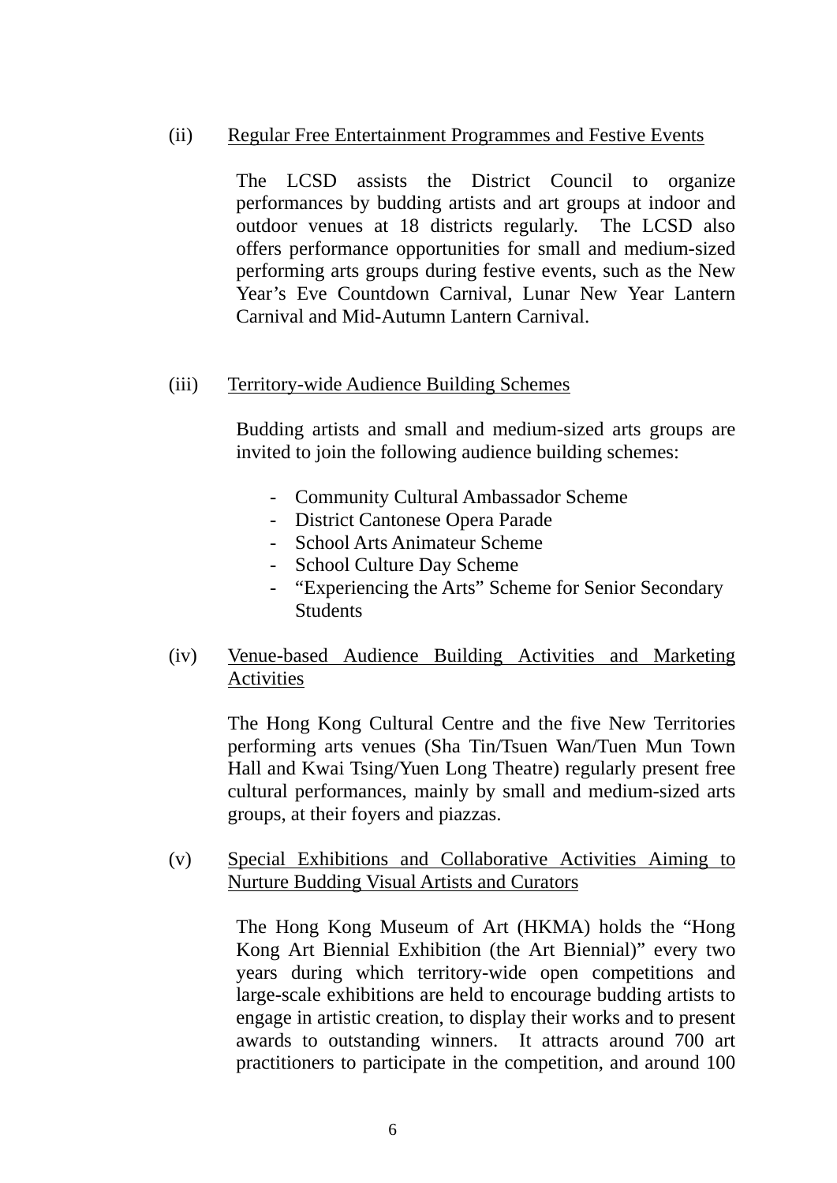(ii) Regular Free Entertainment Programmes and Festive Events

The LCSD assists the District Council to organize performances by budding artists and art groups at indoor and outdoor venues at 18 districts regularly. The LCSD also offers performance opportunities for small and medium-sized performing arts groups during festive events, such as the New Year's Eve Countdown Carnival, Lunar New Year Lantern Carnival and Mid-Autumn Lantern Carnival.

(iii) Territory-wide Audience Building Schemes

Budding artists and small and medium-sized arts groups are invited to join the following audience building schemes:

- Community Cultural Ambassador Scheme
- District Cantonese Opera Parade
- School Arts Animateur Scheme
- School Culture Day Scheme
- "Experiencing the Arts" Scheme for Senior Secondary Students

(iv) Venue-based Audience Building Activities and Marketing Activities

The Hong Kong Cultural Centre and the five New Territories performing arts venues (Sha Tin/Tsuen Wan/Tuen Mun Town Hall and Kwai Tsing/Yuen Long Theatre) regularly present free cultural performances, mainly by small and medium-sized arts groups, at their foyers and piazzas.

(v) Special Exhibitions and Collaborative Activities Aiming to Nurture Budding Visual Artists and Curators

The Hong Kong Museum of Art (HKMA) holds the "Hong Kong Art Biennial Exhibition (the Art Biennial)" every two years during which territory-wide open competitions and large-scale exhibitions are held to encourage budding artists to engage in artistic creation, to display their works and to present awards to outstanding winners. It attracts around 700 art practitioners to participate in the competition, and around 100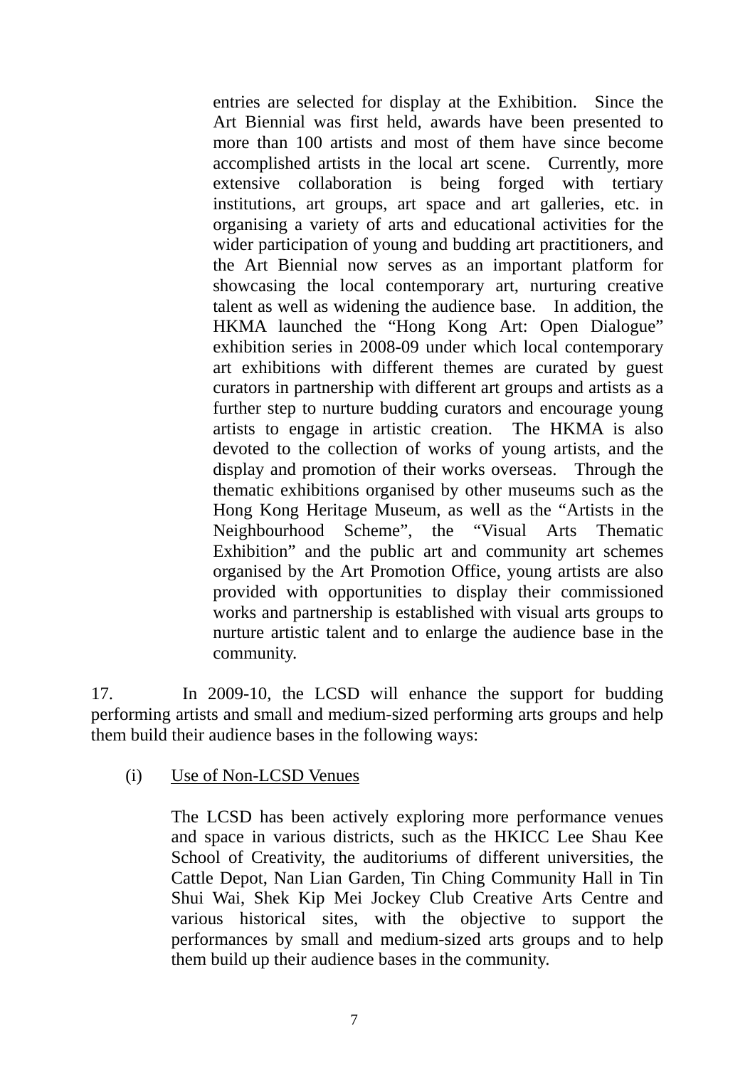entries are selected for display at the Exhibition. Since the Art Biennial was first held, awards have been presented to more than 100 artists and most of them have since become accomplished artists in the local art scene. Currently, more extensive collaboration is being forged with tertiary institutions, art groups, art space and art galleries, etc. in organising a variety of arts and educational activities for the wider participation of young and budding art practitioners, and the Art Biennial now serves as an important platform for showcasing the local contemporary art, nurturing creative talent as well as widening the audience base. In addition, the HKMA launched the "Hong Kong Art: Open Dialogue" exhibition series in 2008-09 under which local contemporary art exhibitions with different themes are curated by guest curators in partnership with different art groups and artists as a further step to nurture budding curators and encourage young artists to engage in artistic creation. The HKMA is also devoted to the collection of works of young artists, and the display and promotion of their works overseas. Through the thematic exhibitions organised by other museums such as the Hong Kong Heritage Museum, as well as the "Artists in the Neighbourhood Scheme", the "Visual Arts Thematic Exhibition" and the public art and community art schemes organised by the Art Promotion Office, young artists are also provided with opportunities to display their commissioned works and partnership is established with visual arts groups to nurture artistic talent and to enlarge the audience base in the community.

17. In 2009-10, the LCSD will enhance the support for budding performing artists and small and medium-sized performing arts groups and help them build their audience bases in the following ways:

(i) Use of Non-LCSD Venues

The LCSD has been actively exploring more performance venues and space in various districts, such as the HKICC Lee Shau Kee School of Creativity, the auditoriums of different universities, the Cattle Depot, Nan Lian Garden, Tin Ching Community Hall in Tin Shui Wai, Shek Kip Mei Jockey Club Creative Arts Centre and various historical sites, with the objective to support the performances by small and medium-sized arts groups and to help them build up their audience bases in the community.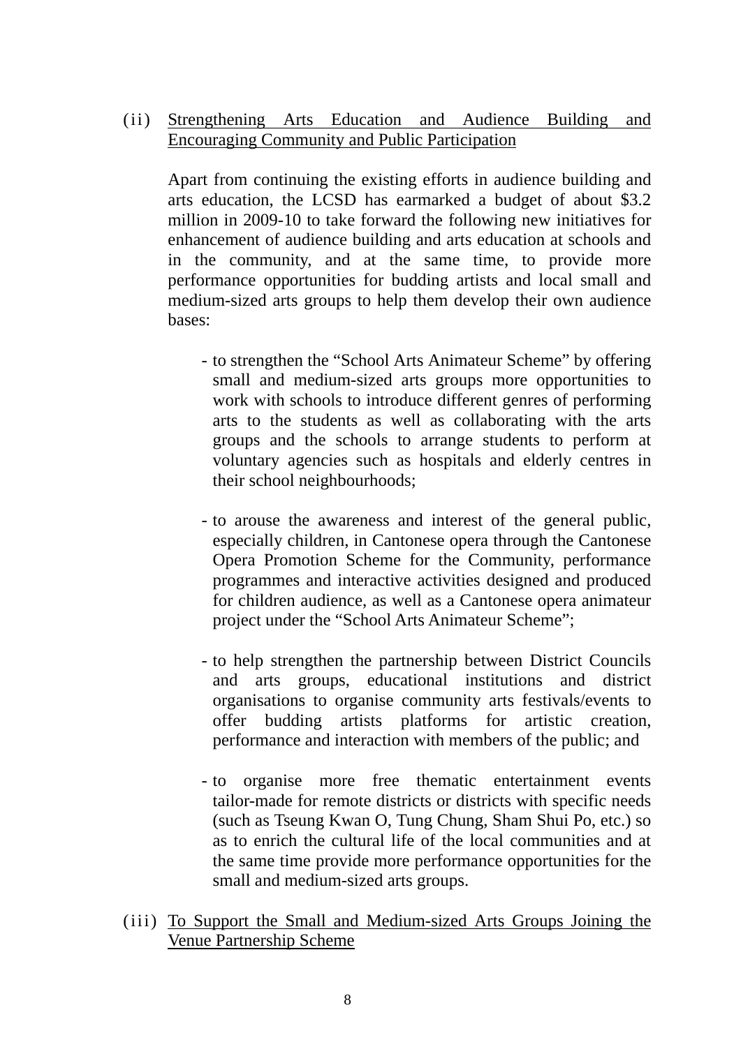(ii) <u>Strengthening Arts Education and Audience Building and Encouraging Community and Public Participation</u>

Apart from continuing the existing efforts in audience building and arts education, the LCSD has earmarked a budget of about $3.2 million in 2009-10 to take forward the following new initiatives for enhancement of audience building and arts education at schools and in the community, and at the same time, to provide more performance opportunities for budding artists and local small and medium-sized arts groups to help them develop their own audience bases:

- to strengthen the "School Arts Animateur Scheme" by offering small and medium-sized arts groups more opportunities to work with schools to introduce different genres of performing arts to the students as well as collaborating with the arts groups and the schools to arrange students to perform at voluntary agencies such as hospitals and elderly centres in their school neighbourhoods;

- to arouse the awareness and interest of the general public, especially children, in Cantonese opera through the Cantonese Opera Promotion Scheme for the Community, performance programmes and interactive activities designed and produced for children audience, as well as a Cantonese opera animateur project under the "School Arts Animateur Scheme";

- to help strengthen the partnership between District Councils and arts groups, educational institutions and district organisations to organise community arts festivals/events to offer budding artists platforms for artistic creation, performance and interaction with members of the public; and

- to organise more free thematic entertainment events tailor-made for remote districts or districts with specific needs (such as Tseung Kwan O, Tung Chung, Sham Shui Po, etc.) so as to enrich the cultural life of the local communities and at the same time provide more performance opportunities for the small and medium-sized arts groups.

(iii) <u>To Support the Small and Medium-sized Arts Groups Joining the Venue Partnership Scheme</u>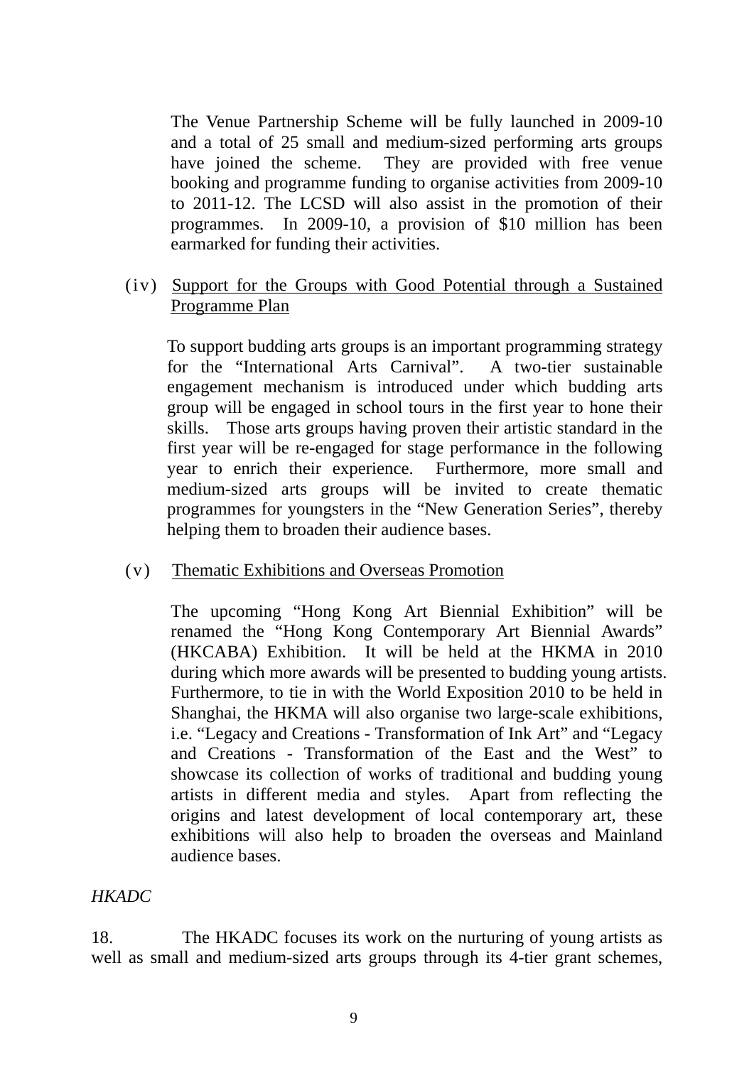The Venue Partnership Scheme will be fully launched in 2009-10 and a total of 25 small and medium-sized performing arts groups have joined the scheme. They are provided with free venue booking and programme funding to organise activities from 2009-10 to 2011-12. The LCSD will also assist in the promotion of their programmes. In 2009-10, a provision of $10 million has been earmarked for funding their activities.

(iv) <u>Support for the Groups with Good Potential through a Sustained Programme Plan</u>

To support budding arts groups is an important programming strategy for the "International Arts Carnival". A two-tier sustainable engagement mechanism is introduced under which budding arts group will be engaged in school tours in the first year to hone their skills. Those arts groups having proven their artistic standard in the first year will be re-engaged for stage performance in the following year to enrich their experience. Furthermore, more small and medium-sized arts groups will be invited to create thematic programmes for youngsters in the "New Generation Series", thereby helping them to broaden their audience bases.

(v) <u>Thematic Exhibitions and Overseas Promotion</u>

The upcoming "Hong Kong Art Biennial Exhibition" will be renamed the "Hong Kong Contemporary Art Biennial Awards" (HKCABA) Exhibition. It will be held at the HKMA in 2010 during which more awards will be presented to budding young artists. Furthermore, to tie in with the World Exposition 2010 to be held in Shanghai, the HKMA will also organise two large-scale exhibitions, i.e. "Legacy and Creations - Transformation of Ink Art" and "Legacy and Creations - Transformation of the East and the West" to showcase its collection of works of traditional and budding young artists in different media and styles. Apart from reflecting the origins and latest development of local contemporary art, these exhibitions will also help to broaden the overseas and Mainland audience bases.

*HKADC*

18. The HKADC focuses its work on the nurturing of young artists as well as small and medium-sized arts groups through its 4-tier grant schemes,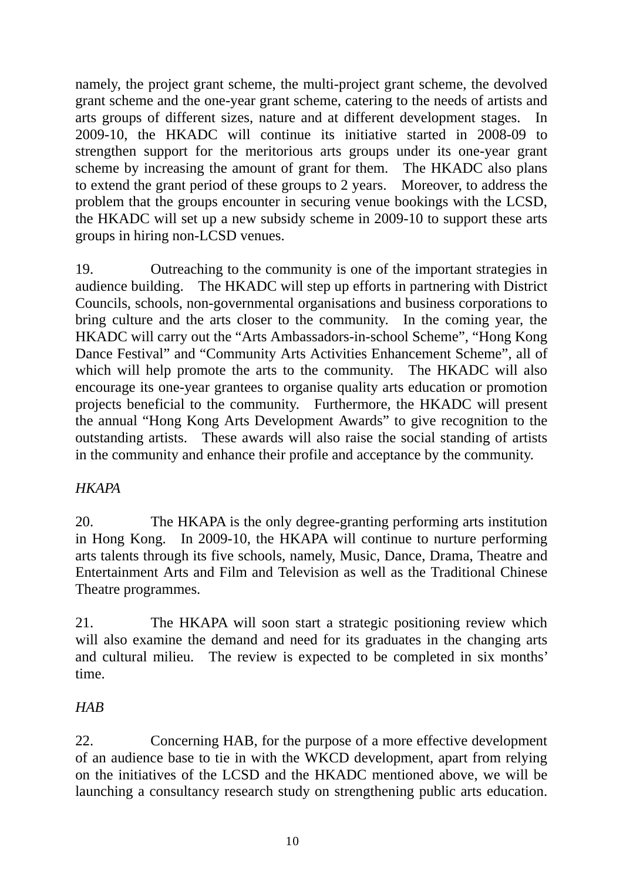namely, the project grant scheme, the multi-project grant scheme, the devolved grant scheme and the one-year grant scheme, catering to the needs of artists and arts groups of different sizes, nature and at different development stages. In 2009-10, the HKADC will continue its initiative started in 2008-09 to strengthen support for the meritorious arts groups under its one-year grant scheme by increasing the amount of grant for them. The HKADC also plans to extend the grant period of these groups to 2 years. Moreover, to address the problem that the groups encounter in securing venue bookings with the LCSD, the HKADC will set up a new subsidy scheme in 2009-10 to support these arts groups in hiring non-LCSD venues.

19. Outreaching to the community is one of the important strategies in audience building. The HKADC will step up efforts in partnering with District Councils, schools, non-governmental organisations and business corporations to bring culture and the arts closer to the community. In the coming year, the HKADC will carry out the "Arts Ambassadors-in-school Scheme", "Hong Kong Dance Festival" and "Community Arts Activities Enhancement Scheme", all of which will help promote the arts to the community. The HKADC will also encourage its one-year grantees to organise quality arts education or promotion projects beneficial to the community. Furthermore, the HKADC will present the annual "Hong Kong Arts Development Awards" to give recognition to the outstanding artists. These awards will also raise the social standing of artists in the community and enhance their profile and acceptance by the community.

*HKAPA*

20. The HKAPA is the only degree-granting performing arts institution in Hong Kong. In 2009-10, the HKAPA will continue to nurture performing arts talents through its five schools, namely, Music, Dance, Drama, Theatre and Entertainment Arts and Film and Television as well as the Traditional Chinese Theatre programmes.

21. The HKAPA will soon start a strategic positioning review which will also examine the demand and need for its graduates in the changing arts and cultural milieu. The review is expected to be completed in six months' time.

*HAB*

22. Concerning HAB, for the purpose of a more effective development of an audience base to tie in with the WKCD development, apart from relying on the initiatives of the LCSD and the HKADC mentioned above, we will be launching a consultancy research study on strengthening public arts education.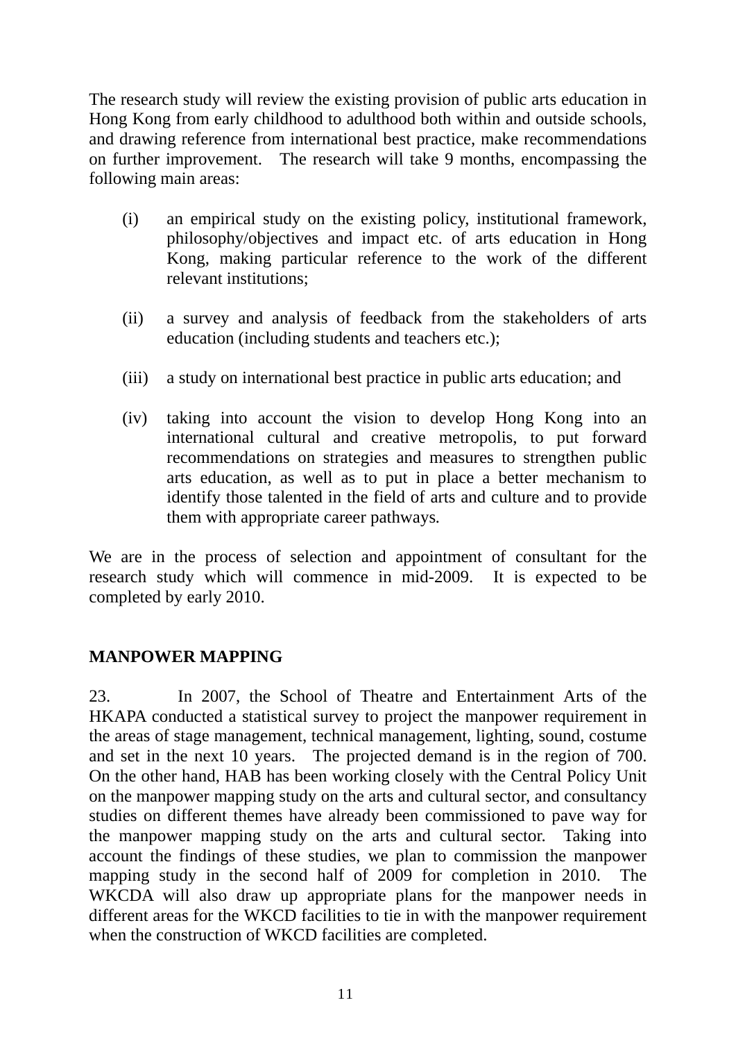The research study will review the existing provision of public arts education in Hong Kong from early childhood to adulthood both within and outside schools, and drawing reference from international best practice, make recommendations on further improvement. The research will take 9 months, encompassing the following main areas:

(i) an empirical study on the existing policy, institutional framework, philosophy/objectives and impact etc. of arts education in Hong Kong, making particular reference to the work of the different relevant institutions;

(ii) a survey and analysis of feedback from the stakeholders of arts education (including students and teachers etc.);

(iii) a study on international best practice in public arts education; and

(iv) taking into account the vision to develop Hong Kong into an international cultural and creative metropolis, to put forward recommendations on strategies and measures to strengthen public arts education, as well as to put in place a better mechanism to identify those talented in the field of arts and culture and to provide them with appropriate career pathways.

We are in the process of selection and appointment of consultant for the research study which will commence in mid-2009. It is expected to be completed by early 2010.

## MANPOWER MAPPING

23. In 2007, the School of Theatre and Entertainment Arts of the HKAPA conducted a statistical survey to project the manpower requirement in the areas of stage management, technical management, lighting, sound, costume and set in the next 10 years. The projected demand is in the region of 700. On the other hand, HAB has been working closely with the Central Policy Unit on the manpower mapping study on the arts and cultural sector, and consultancy studies on different themes have already been commissioned to pave way for the manpower mapping study on the arts and cultural sector. Taking into account the findings of these studies, we plan to commission the manpower mapping study in the second half of 2009 for completion in 2010. The WKCDA will also draw up appropriate plans for the manpower needs in different areas for the WKCD facilities to tie in with the manpower requirement when the construction of WKCD facilities are completed.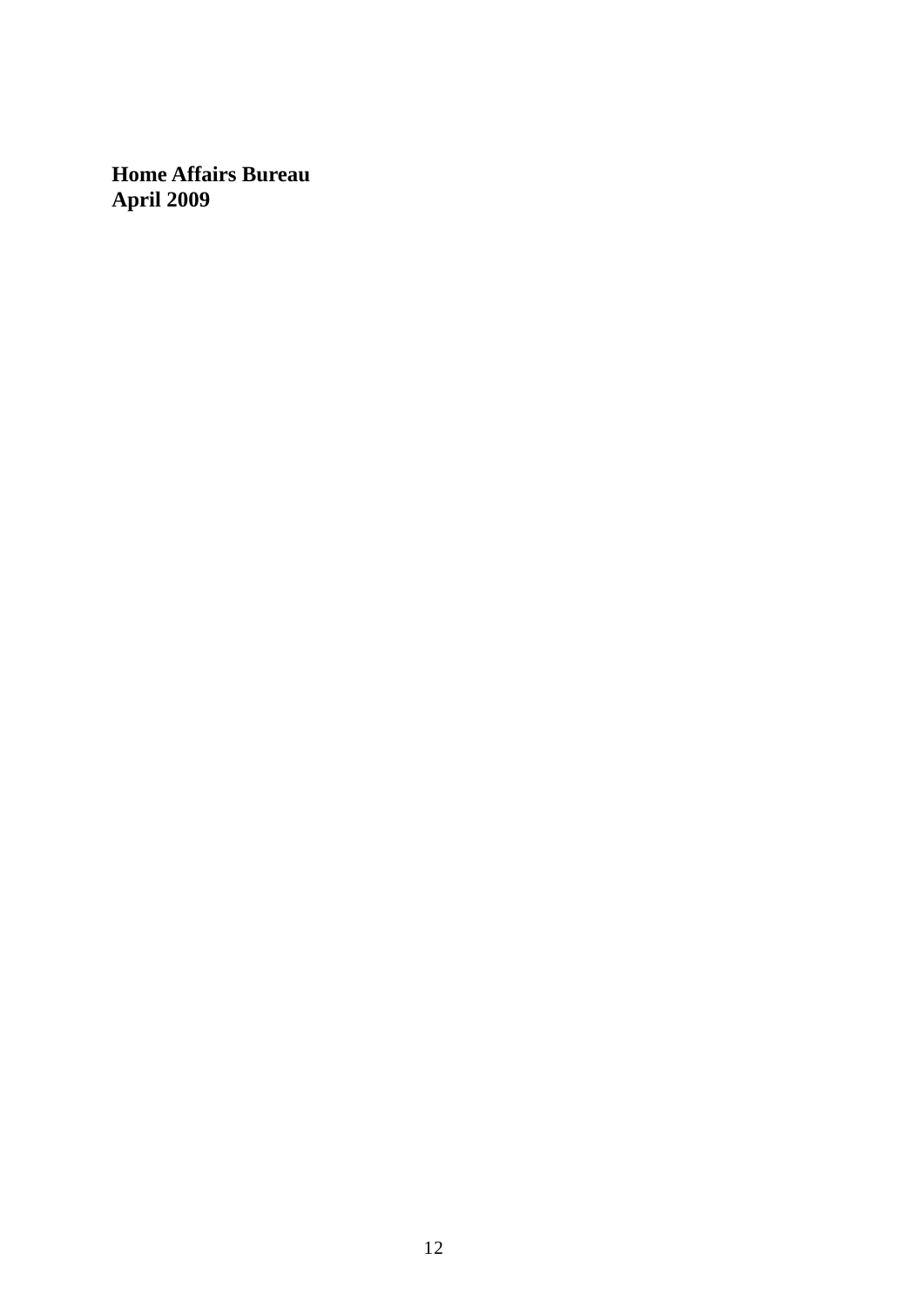**Home Affairs Bureau**
**April 2009**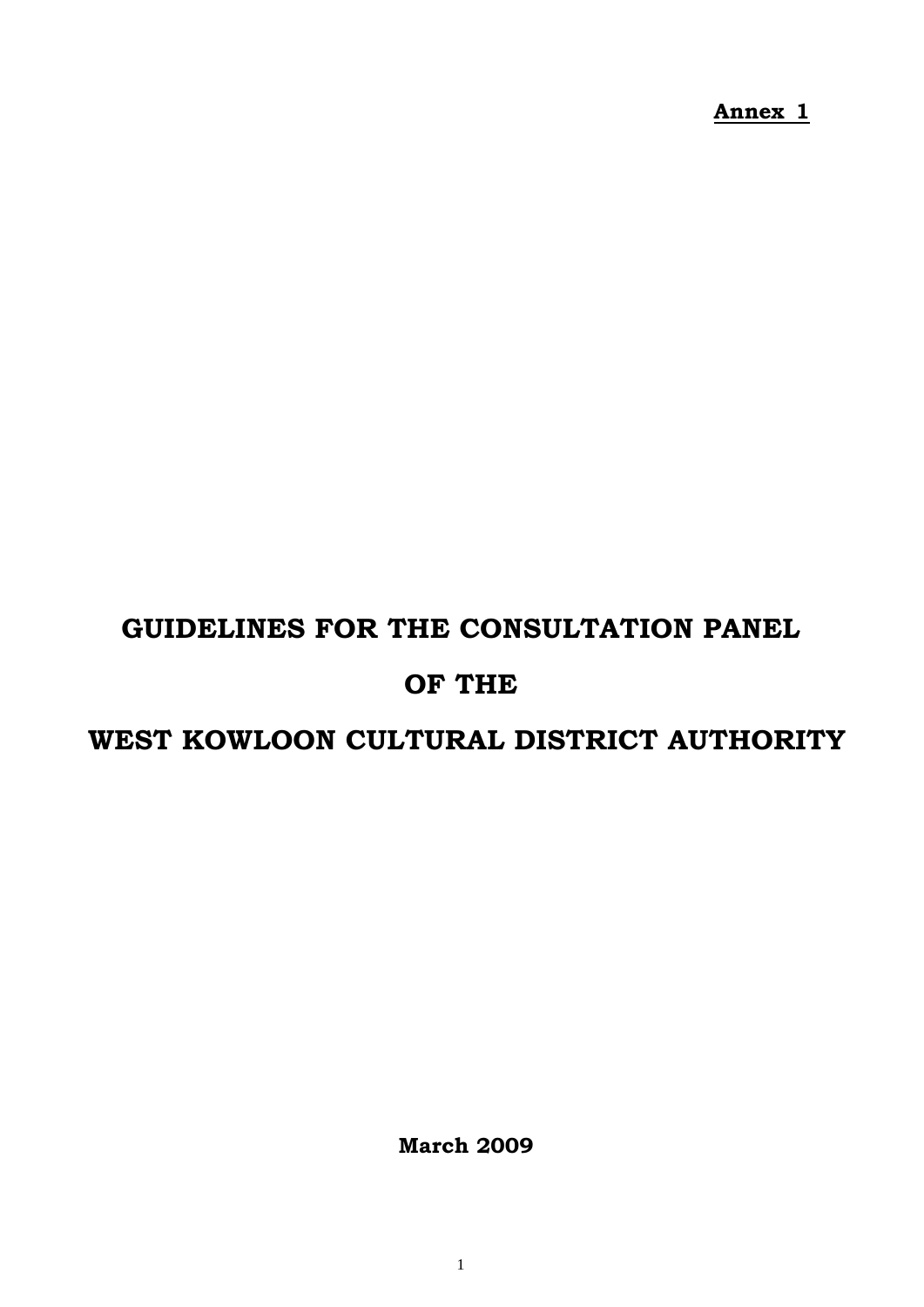**Annex 1**

# GUIDELINES FOR THE CONSULTATION PANEL

# OF THE

# WEST KOWLOON CULTURAL DISTRICT AUTHORITY

**March 2009**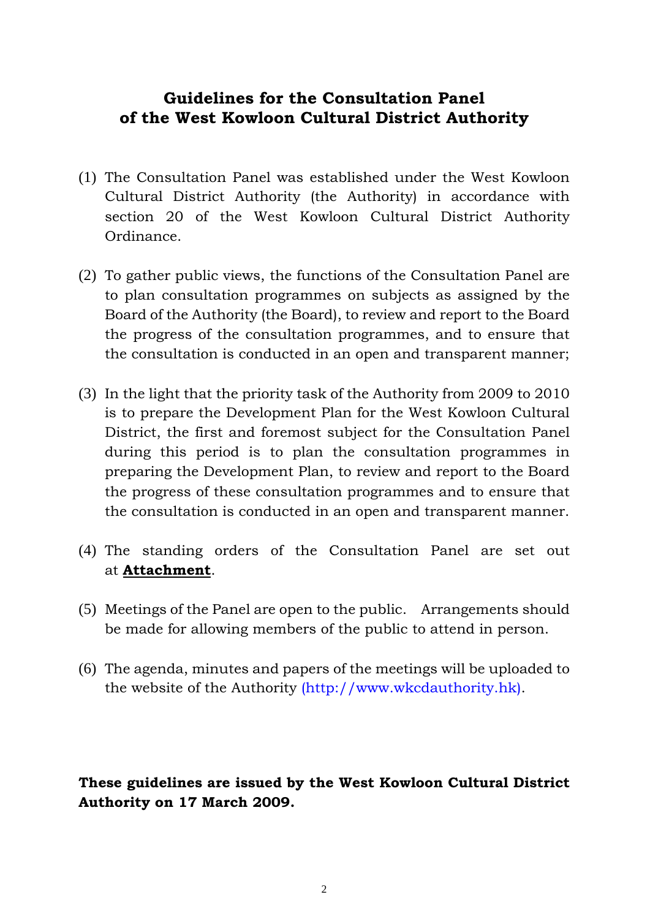# Guidelines for the Consultation Panel of the West Kowloon Cultural District Authority

(1) The Consultation Panel was established under the West Kowloon Cultural District Authority (the Authority) in accordance with section 20 of the West Kowloon Cultural District Authority Ordinance.

(2) To gather public views, the functions of the Consultation Panel are to plan consultation programmes on subjects as assigned by the Board of the Authority (the Board), to review and report to the Board the progress of the consultation programmes, and to ensure that the consultation is conducted in an open and transparent manner;

(3) In the light that the priority task of the Authority from 2009 to 2010 is to prepare the Development Plan for the West Kowloon Cultural District, the first and foremost subject for the Consultation Panel during this period is to plan the consultation programmes in preparing the Development Plan, to review and report to the Board the progress of these consultation programmes and to ensure that the consultation is conducted in an open and transparent manner.

(4) The standing orders of the Consultation Panel are set out at **Attachment**.

(5) Meetings of the Panel are open to the public. Arrangements should be made for allowing members of the public to attend in person.

(6) The agenda, minutes and papers of the meetings will be uploaded to the website of the Authority (http://www.wkcdauthority.hk).

**These guidelines are issued by the West Kowloon Cultural District Authority on 17 March 2009.**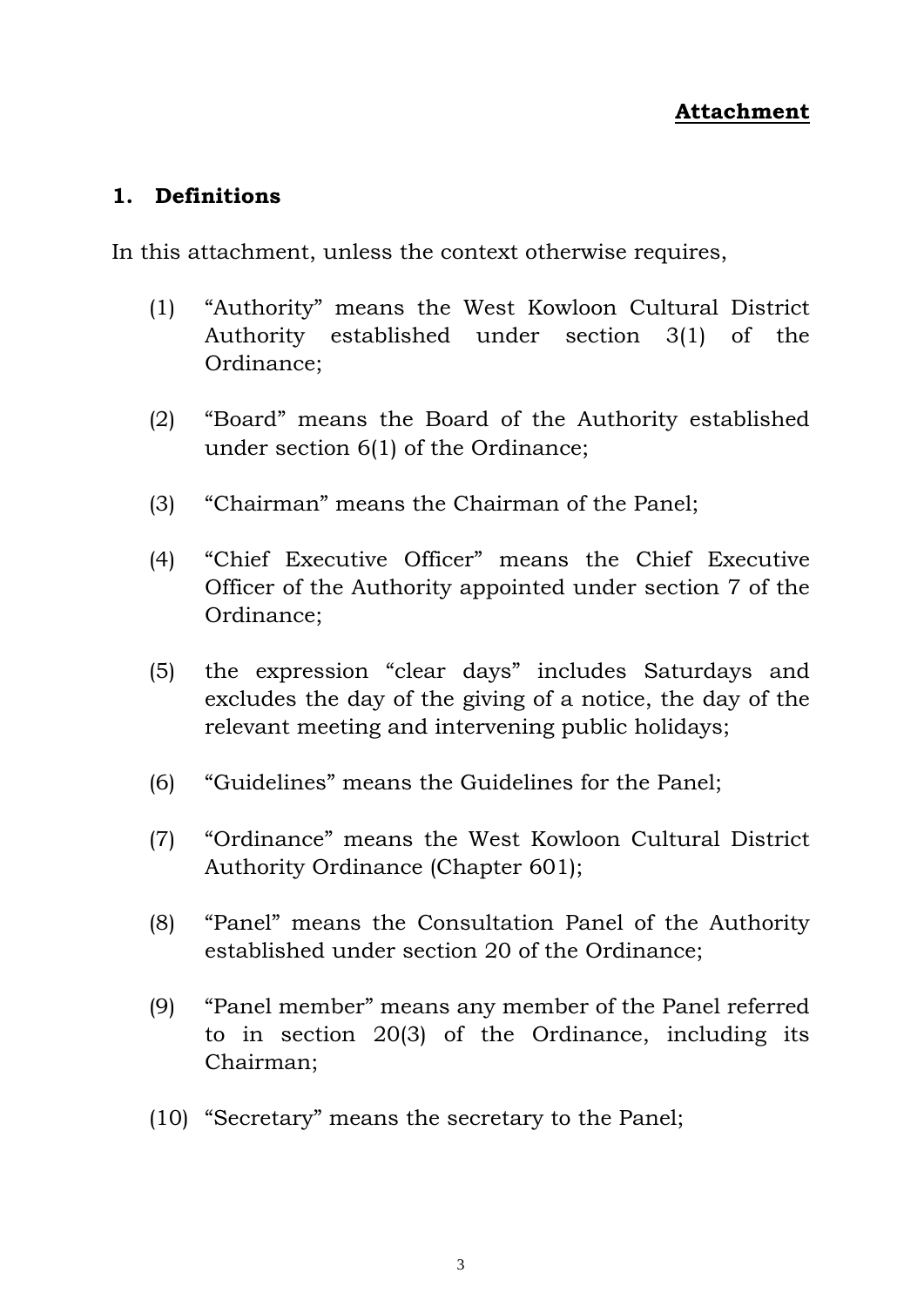**<u>Attachment</u>**

## 1. Definitions

In this attachment, unless the context otherwise requires,

(1) "Authority" means the West Kowloon Cultural District Authority established under section 3(1) of the Ordinance;

(2) "Board" means the Board of the Authority established under section 6(1) of the Ordinance;

(3) "Chairman" means the Chairman of the Panel;

(4) "Chief Executive Officer" means the Chief Executive Officer of the Authority appointed under section 7 of the Ordinance;

(5) the expression "clear days" includes Saturdays and excludes the day of the giving of a notice, the day of the relevant meeting and intervening public holidays;

(6) "Guidelines" means the Guidelines for the Panel;

(7) "Ordinance" means the West Kowloon Cultural District Authority Ordinance (Chapter 601);

(8) "Panel" means the Consultation Panel of the Authority established under section 20 of the Ordinance;

(9) "Panel member" means any member of the Panel referred to in section 20(3) of the Ordinance, including its Chairman;

(10) "Secretary" means the secretary to the Panel;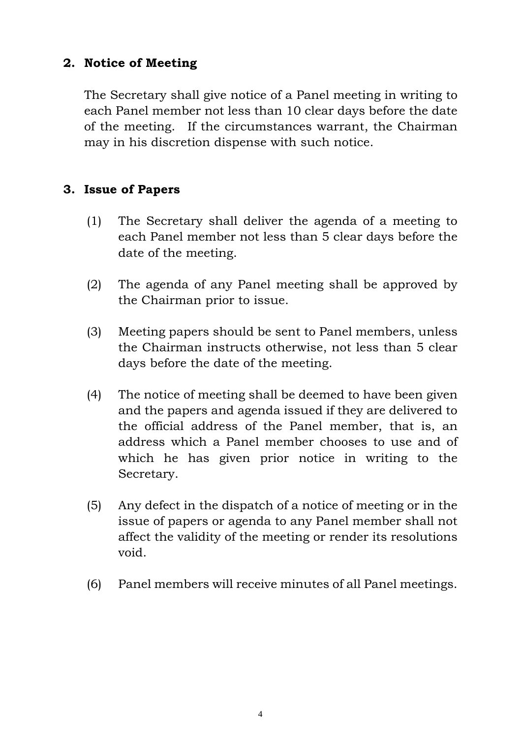## 2. Notice of Meeting

The Secretary shall give notice of a Panel meeting in writing to each Panel member not less than 10 clear days before the date of the meeting. If the circumstances warrant, the Chairman may in his discretion dispense with such notice.

## 3. Issue of Papers

(1) The Secretary shall deliver the agenda of a meeting to each Panel member not less than 5 clear days before the date of the meeting.

(2) The agenda of any Panel meeting shall be approved by the Chairman prior to issue.

(3) Meeting papers should be sent to Panel members, unless the Chairman instructs otherwise, not less than 5 clear days before the date of the meeting.

(4) The notice of meeting shall be deemed to have been given and the papers and agenda issued if they are delivered to the official address of the Panel member, that is, an address which a Panel member chooses to use and of which he has given prior notice in writing to the Secretary.

(5) Any defect in the dispatch of a notice of meeting or in the issue of papers or agenda to any Panel member shall not affect the validity of the meeting or render its resolutions void.

(6) Panel members will receive minutes of all Panel meetings.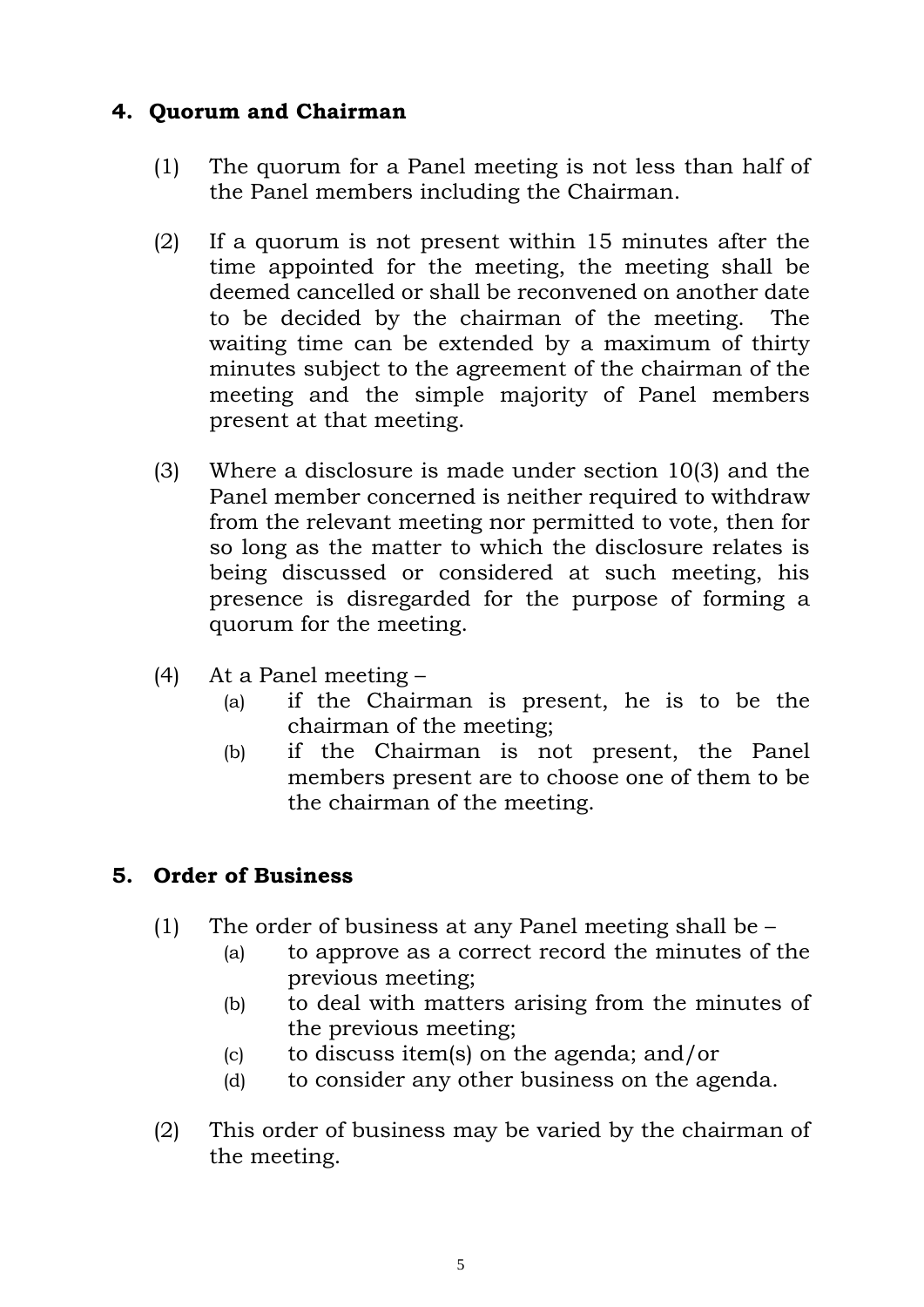## 4. Quorum and Chairman

(1) The quorum for a Panel meeting is not less than half of the Panel members including the Chairman.

(2) If a quorum is not present within 15 minutes after the time appointed for the meeting, the meeting shall be deemed cancelled or shall be reconvened on another date to be decided by the chairman of the meeting. The waiting time can be extended by a maximum of thirty minutes subject to the agreement of the chairman of the meeting and the simple majority of Panel members present at that meeting.

(3) Where a disclosure is made under section 10(3) and the Panel member concerned is neither required to withdraw from the relevant meeting nor permitted to vote, then for so long as the matter to which the disclosure relates is being discussed or considered at such meeting, his presence is disregarded for the purpose of forming a quorum for the meeting.

(4) At a Panel meeting –
   - (a) if the Chairman is present, he is to be the chairman of the meeting;
   - (b) if the Chairman is not present, the Panel members present are to choose one of them to be the chairman of the meeting.

## 5. Order of Business

(1) The order of business at any Panel meeting shall be –
   - (a) to approve as a correct record the minutes of the previous meeting;
   - (b) to deal with matters arising from the minutes of the previous meeting;
   - (c) to discuss item(s) on the agenda; and/or
   - (d) to consider any other business on the agenda.

(2) This order of business may be varied by the chairman of the meeting.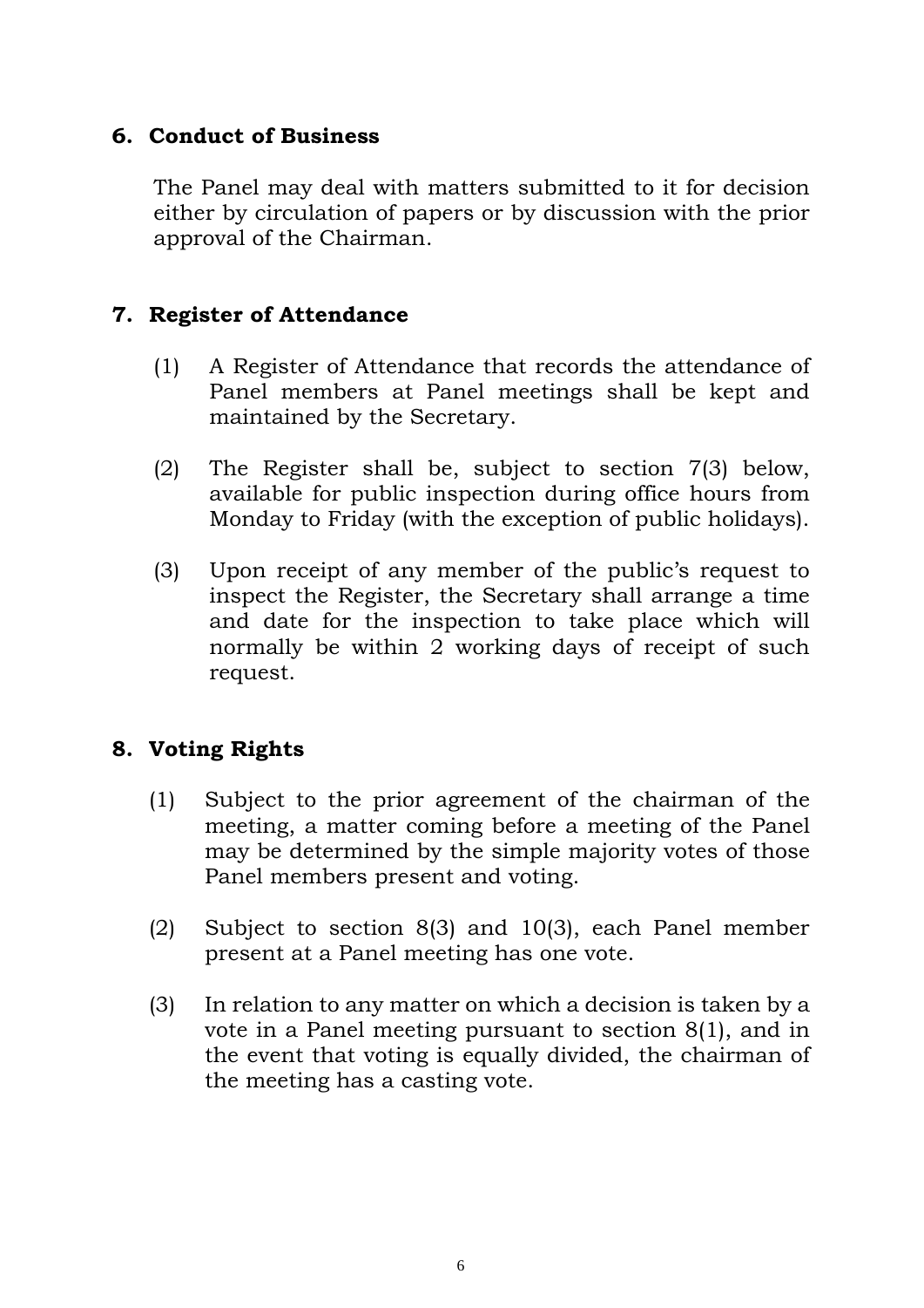## 6. Conduct of Business

The Panel may deal with matters submitted to it for decision either by circulation of papers or by discussion with the prior approval of the Chairman.

## 7. Register of Attendance

(1) A Register of Attendance that records the attendance of Panel members at Panel meetings shall be kept and maintained by the Secretary.

(2) The Register shall be, subject to section 7(3) below, available for public inspection during office hours from Monday to Friday (with the exception of public holidays).

(3) Upon receipt of any member of the public's request to inspect the Register, the Secretary shall arrange a time and date for the inspection to take place which will normally be within 2 working days of receipt of such request.

## 8. Voting Rights

(1) Subject to the prior agreement of the chairman of the meeting, a matter coming before a meeting of the Panel may be determined by the simple majority votes of those Panel members present and voting.

(2) Subject to section 8(3) and 10(3), each Panel member present at a Panel meeting has one vote.

(3) In relation to any matter on which a decision is taken by a vote in a Panel meeting pursuant to section 8(1), and in the event that voting is equally divided, the chairman of the meeting has a casting vote.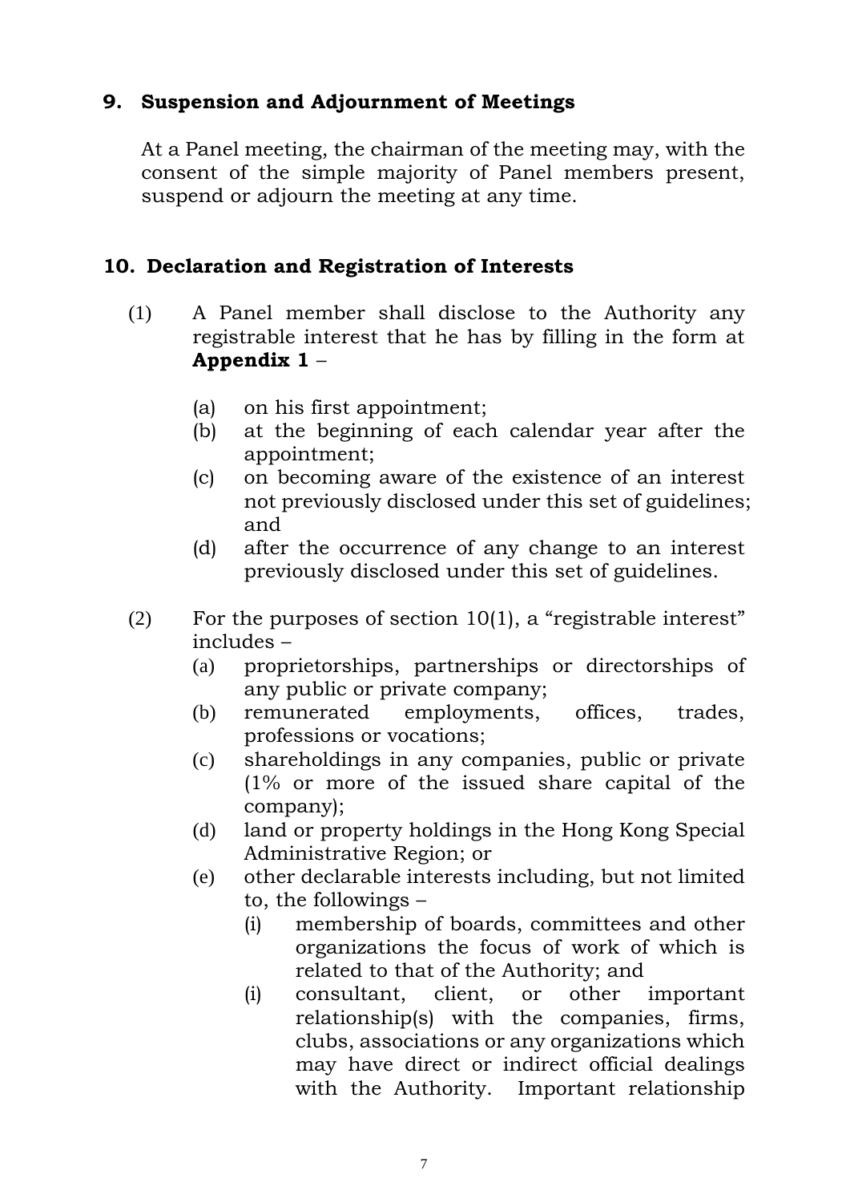## 9. Suspension and Adjournment of Meetings

At a Panel meeting, the chairman of the meeting may, with the consent of the simple majority of Panel members present, suspend or adjourn the meeting at any time.

## 10. Declaration and Registration of Interests

(1) A Panel member shall disclose to the Authority any registrable interest that he has by filling in the form at **Appendix 1** –

- (a) on his first appointment;
- (b) at the beginning of each calendar year after the appointment;
- (c) on becoming aware of the existence of an interest not previously disclosed under this set of guidelines; and
- (d) after the occurrence of any change to an interest previously disclosed under this set of guidelines.

(2) For the purposes of section 10(1), a "registrable interest" includes –

- (a) proprietorships, partnerships or directorships of any public or private company;
- (b) remunerated employments, offices, trades, professions or vocations;
- (c) shareholdings in any companies, public or private (1% or more of the issued share capital of the company);
- (d) land or property holdings in the Hong Kong Special Administrative Region; or
- (e) other declarable interests including, but not limited to, the followings –
  - (i) membership of boards, committees and other organizations the focus of work of which is related to that of the Authority; and
  - (i) consultant, client, or other important relationship(s) with the companies, firms, clubs, associations or any organizations which may have direct or indirect official dealings with the Authority. Important relationship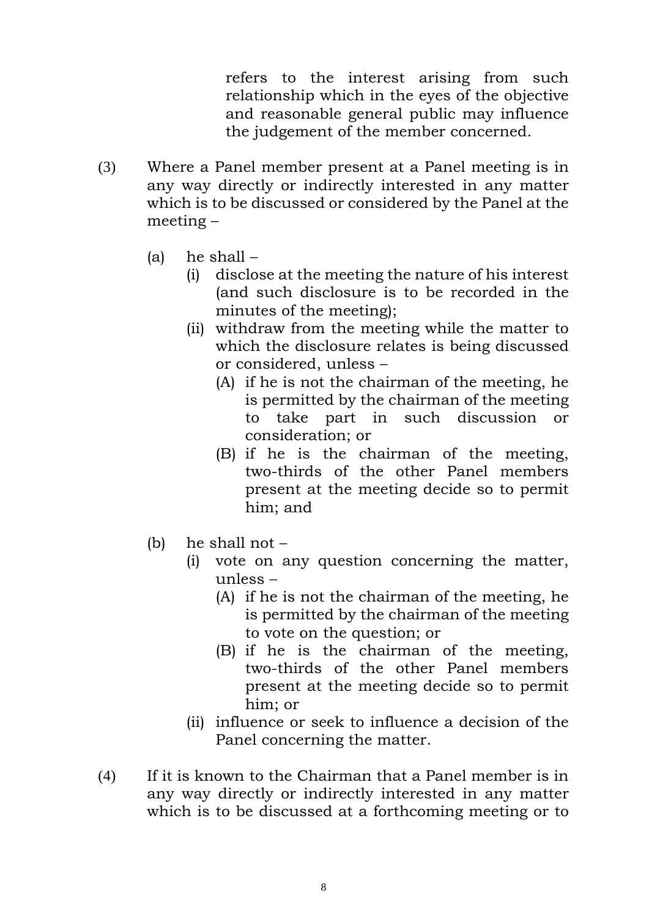refers to the interest arising from such relationship which in the eyes of the objective and reasonable general public may influence the judgement of the member concerned.

(3) Where a Panel member present at a Panel meeting is in any way directly or indirectly interested in any matter which is to be discussed or considered by the Panel at the meeting –

(a) he shall –

(i) disclose at the meeting the nature of his interest (and such disclosure is to be recorded in the minutes of the meeting);

(ii) withdraw from the meeting while the matter to which the disclosure relates is being discussed or considered, unless –

(A) if he is not the chairman of the meeting, he is permitted by the chairman of the meeting to take part in such discussion or consideration; or

(B) if he is the chairman of the meeting, two-thirds of the other Panel members present at the meeting decide so to permit him; and

(b) he shall not –

(i) vote on any question concerning the matter, unless –

(A) if he is not the chairman of the meeting, he is permitted by the chairman of the meeting to vote on the question; or

(B) if he is the chairman of the meeting, two-thirds of the other Panel members present at the meeting decide so to permit him; or

(ii) influence or seek to influence a decision of the Panel concerning the matter.

(4) If it is known to the Chairman that a Panel member is in any way directly or indirectly interested in any matter which is to be discussed at a forthcoming meeting or to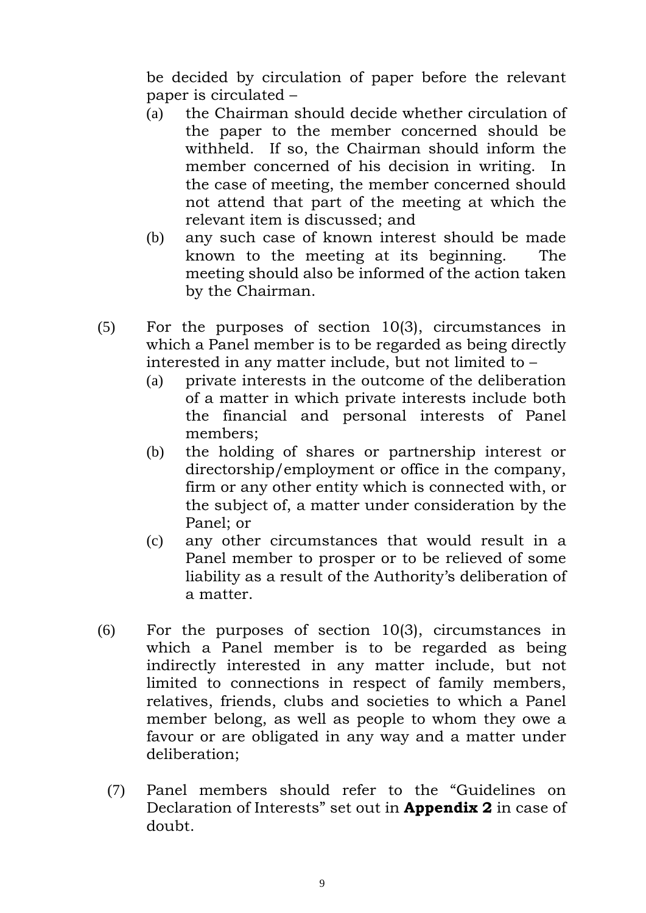be decided by circulation of paper before the relevant paper is circulated –

(a) the Chairman should decide whether circulation of the paper to the member concerned should be withheld. If so, the Chairman should inform the member concerned of his decision in writing. In the case of meeting, the member concerned should not attend that part of the meeting at which the relevant item is discussed; and

(b) any such case of known interest should be made known to the meeting at its beginning. The meeting should also be informed of the action taken by the Chairman.

(5) For the purposes of section 10(3), circumstances in which a Panel member is to be regarded as being directly interested in any matter include, but not limited to –

(a) private interests in the outcome of the deliberation of a matter in which private interests include both the financial and personal interests of Panel members;

(b) the holding of shares or partnership interest or directorship/employment or office in the company, firm or any other entity which is connected with, or the subject of, a matter under consideration by the Panel; or

(c) any other circumstances that would result in a Panel member to prosper or to be relieved of some liability as a result of the Authority's deliberation of a matter.

(6) For the purposes of section 10(3), circumstances in which a Panel member is to be regarded as being indirectly interested in any matter include, but not limited to connections in respect of family members, relatives, friends, clubs and societies to which a Panel member belong, as well as people to whom they owe a favour or are obligated in any way and a matter under deliberation;

(7) Panel members should refer to the "Guidelines on Declaration of Interests" set out in **Appendix 2** in case of doubt.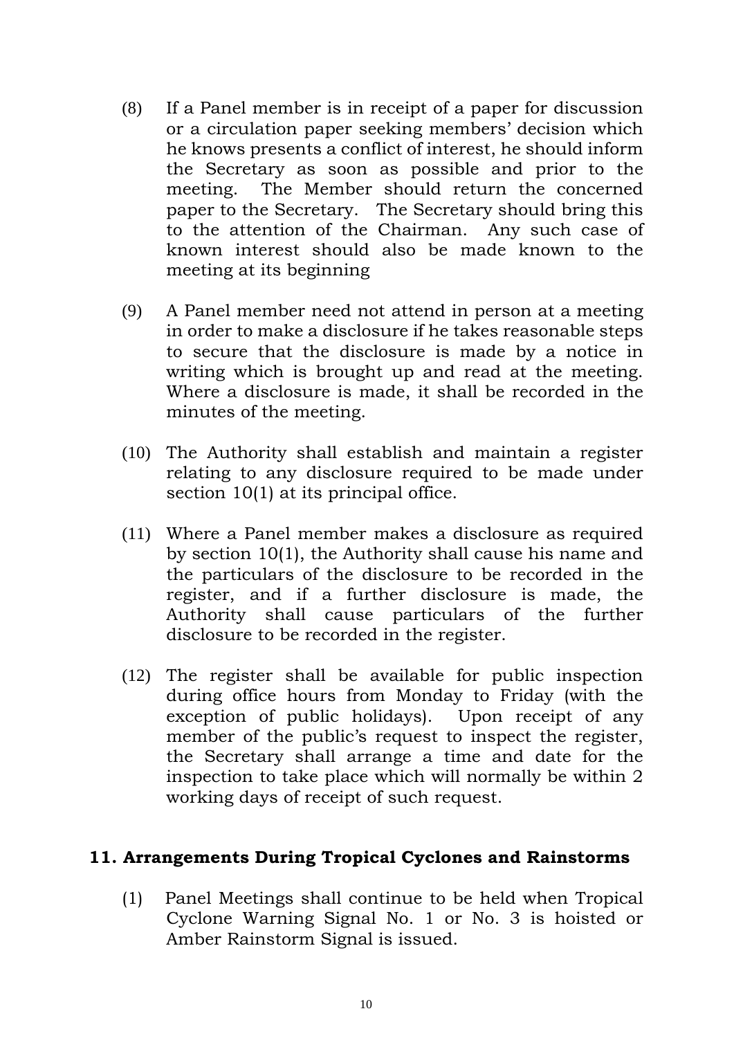(8) If a Panel member is in receipt of a paper for discussion or a circulation paper seeking members' decision which he knows presents a conflict of interest, he should inform the Secretary as soon as possible and prior to the meeting. The Member should return the concerned paper to the Secretary. The Secretary should bring this to the attention of the Chairman. Any such case of known interest should also be made known to the meeting at its beginning

(9) A Panel member need not attend in person at a meeting in order to make a disclosure if he takes reasonable steps to secure that the disclosure is made by a notice in writing which is brought up and read at the meeting. Where a disclosure is made, it shall be recorded in the minutes of the meeting.

(10) The Authority shall establish and maintain a register relating to any disclosure required to be made under section 10(1) at its principal office.

(11) Where a Panel member makes a disclosure as required by section 10(1), the Authority shall cause his name and the particulars of the disclosure to be recorded in the register, and if a further disclosure is made, the Authority shall cause particulars of the further disclosure to be recorded in the register.

(12) The register shall be available for public inspection during office hours from Monday to Friday (with the exception of public holidays). Upon receipt of any member of the public's request to inspect the register, the Secretary shall arrange a time and date for the inspection to take place which will normally be within 2 working days of receipt of such request.

## 11. Arrangements During Tropical Cyclones and Rainstorms

(1) Panel Meetings shall continue to be held when Tropical Cyclone Warning Signal No. 1 or No. 3 is hoisted or Amber Rainstorm Signal is issued.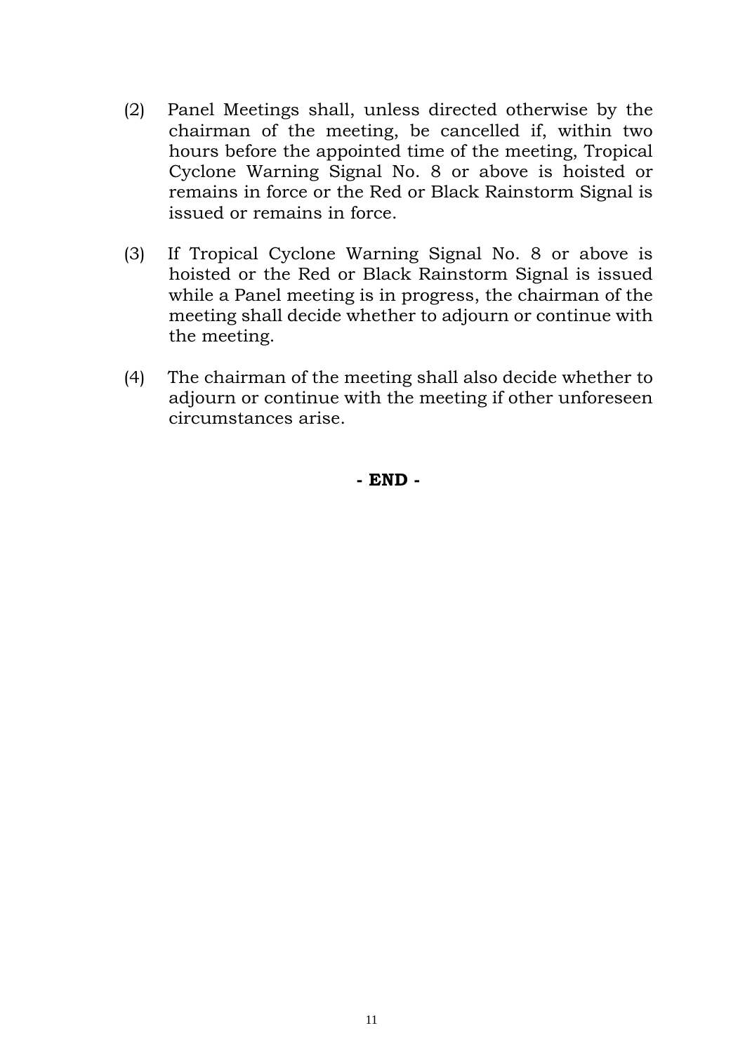(2) Panel Meetings shall, unless directed otherwise by the chairman of the meeting, be cancelled if, within two hours before the appointed time of the meeting, Tropical Cyclone Warning Signal No. 8 or above is hoisted or remains in force or the Red or Black Rainstorm Signal is issued or remains in force.

(3) If Tropical Cyclone Warning Signal No. 8 or above is hoisted or the Red or Black Rainstorm Signal is issued while a Panel meeting is in progress, the chairman of the meeting shall decide whether to adjourn or continue with the meeting.

(4) The chairman of the meeting shall also decide whether to adjourn or continue with the meeting if other unforeseen circumstances arise.

**- END -**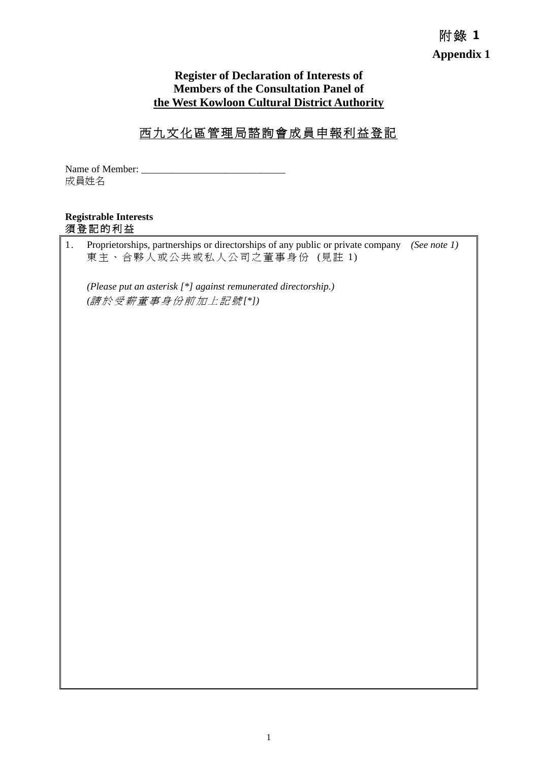附錄 **1**

**Appendix 1**

**Register of Declaration of Interests of Members of the Consultation Panel of the West Kowloon Cultural District Authority**

西九文化區管理局諮詢會成員申報利益登記

Name of Member: ____________________________
成員姓名

**Registrable Interests**
須登記的利益

1. Proprietorships, partnerships or directorships of any public or private company *(See note 1)*
東主、合夥人或公共或私人公司之董事身份 (見註 1)

*(Please put an asterisk [*] against remunerated directorship.)*
*(請於受薪董事身份前加上記號[*])*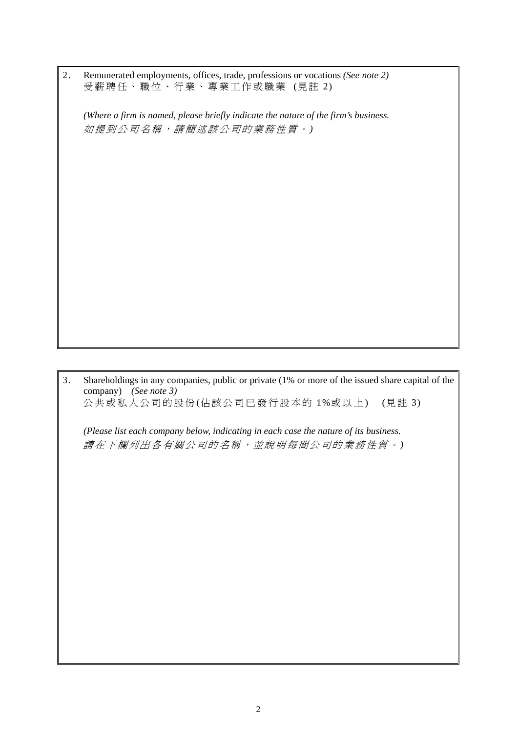2. Remunerated employments, offices, trade, professions or vocations *(See note 2)*
受薪聘任、職位、行業、專業工作或職業 (見註 2)

*(Where a firm is named, please briefly indicate the nature of the firm's business.*
*如提到公司名稱，請簡述該公司的業務性質。)*

3. Shareholdings in any companies, public or private (1% or more of the issued share capital of the company) *(See note 3)*
公共或私人公司的股份(佔該公司已發行股本的 1%或以上) (見註 3)

*(Please list each company below, indicating in each case the nature of its business.*
*請在下欄列出各有關公司的名稱，並說明每間公司的業務性質。)*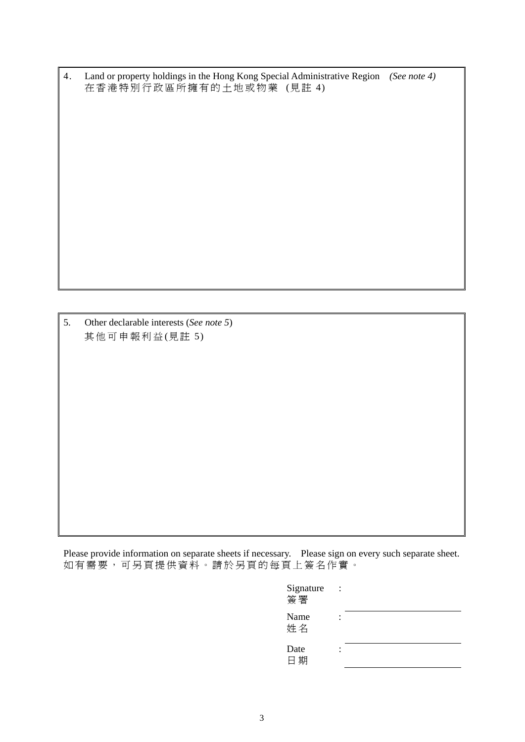4. Land or property holdings in the Hong Kong Special Administrative Region *(See note 4)*
在香港特別行政區所擁有的土地或物業 (見註 4)

5. Other declarable interests (*See note 5*)
其他可申報利益(見註 5)

Please provide information on separate sheets if necessary. Please sign on every such separate sheet.
如有需要，可另頁提供資料。請於另頁的每頁上簽名作實。

Signature 簽署 : ____________________

Name 姓名 : ____________________

Date 日期 : ____________________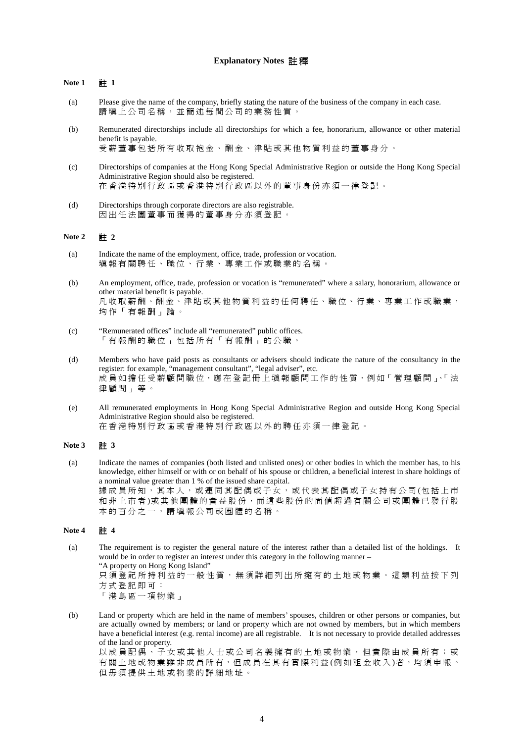## Explanatory Notes 註釋

### Note 1 註 1

(a) Please give the name of the company, briefly stating the nature of the business of the company in each case.
請填上公司名稱，並簡述每間公司的業務性質。

(b) Remunerated directorships include all directorships for which a fee, honorarium, allowance or other material benefit is payable.
受薪董事包括所有收取袍金、酬金、津貼或其他物質利益的董事身分。

(c) Directorships of companies at the Hong Kong Special Administrative Region or outside the Hong Kong Special Administrative Region should also be registered.
在香港特別行政區或香港特別行政區以外的董事身份亦須一律登記。

(d) Directorships through corporate directors are also registrable.
因出任法團董事而獲得的董事身分亦須登記。

### Note 2 註 2

(a) Indicate the name of the employment, office, trade, profession or vocation.
填報有關聘任、職位、行業、專業工作或職業的名稱。

(b) An employment, office, trade, profession or vocation is "remunerated" where a salary, honorarium, allowance or other material benefit is payable.
凡收取薪酬、酬金、津貼或其他物質利益的任何聘任、職位、行業、專業工作或職業，均作「有報酬」論。

(c) "Remunerated offices" include all "remunerated" public offices.
「有報酬的職位」包括所有「有報酬」的公職。

(d) Members who have paid posts as consultants or advisers should indicate the nature of the consultancy in the register: for example, "management consultant", "legal adviser", etc.
成員如擔任受薪顧問職位，應在登記冊上填報顧問工作的性質，例如「管理顧問」、「法律顧問」等。

(e) All remunerated employments in Hong Kong Special Administrative Region and outside Hong Kong Special Administrative Region should also be registered.
在香港特別行政區或香港特別行政區以外的聘任亦須一律登記。

### Note 3 註 3

(a) Indicate the names of companies (both listed and unlisted ones) or other bodies in which the member has, to his knowledge, either himself or with or on behalf of his spouse or children, a beneficial interest in share holdings of a nominal value greater than 1 % of the issued share capital.
據成員所知，其本人，或連同其配偶或子女，或代表其配偶或子女持有公司(包括上市和非上市者)或其他團體的實益股份，而這些股份的面值超過有關公司或團體已發行股本的百分之一，請填報公司或團體的名稱。

### Note 4 註 4

(a) The requirement is to register the general nature of the interest rather than a detailed list of the holdings. It would be in order to register an interest under this category in the following manner –
"A property on Hong Kong Island"
只須登記所持利益的一般性質，無須詳細列出所擁有的土地或物業。這類利益按下列方式登記即可：
「港島區一項物業」

(b) Land or property which are held in the name of members' spouses, children or other persons or companies, but are actually owned by members; or land or property which are not owned by members, but in which members have a beneficial interest (e.g. rental income) are all registrable. It is not necessary to provide detailed addresses of the land or property.
以成員配偶、子女或其他人士或公司名義擁有的土地或物業，但實際由成員所有；或有關土地或物業雖非成員所有，但成員在其有實際利益(例如租金收入)者，均須申報。但毋須提供土地或物業的詳細地址。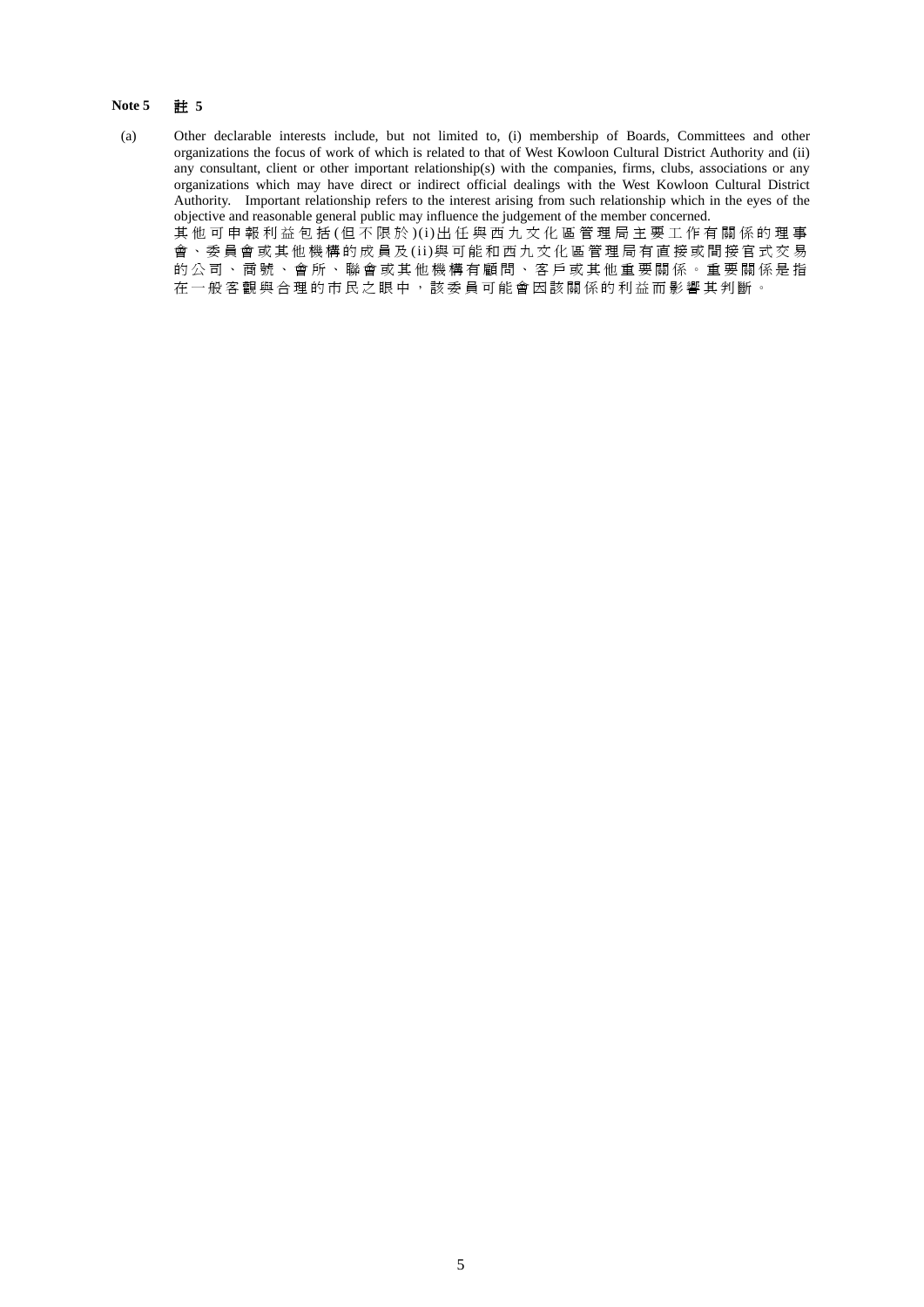**Note 5 註 5**

(a) Other declarable interests include, but not limited to, (i) membership of Boards, Committees and other organizations the focus of work of which is related to that of West Kowloon Cultural District Authority and (ii) any consultant, client or other important relationship(s) with the companies, firms, clubs, associations or any organizations which may have direct or indirect official dealings with the West Kowloon Cultural District Authority. Important relationship refers to the interest arising from such relationship which in the eyes of the objective and reasonable general public may influence the judgement of the member concerned.
其他可申報利益包括(但不限於)(i)出任與西九文化區管理局主要工作有關係的理事會、委員會或其他機構的成員及(ii)與可能和西九文化區管理局有直接或間接官式交易的公司、商號、會所、聯會或其他機構有顧問、客戶或其他重要關係。重要關係是指在一般客觀與合理的市民之眼中，該委員可能會因該關係的利益而影響其判斷。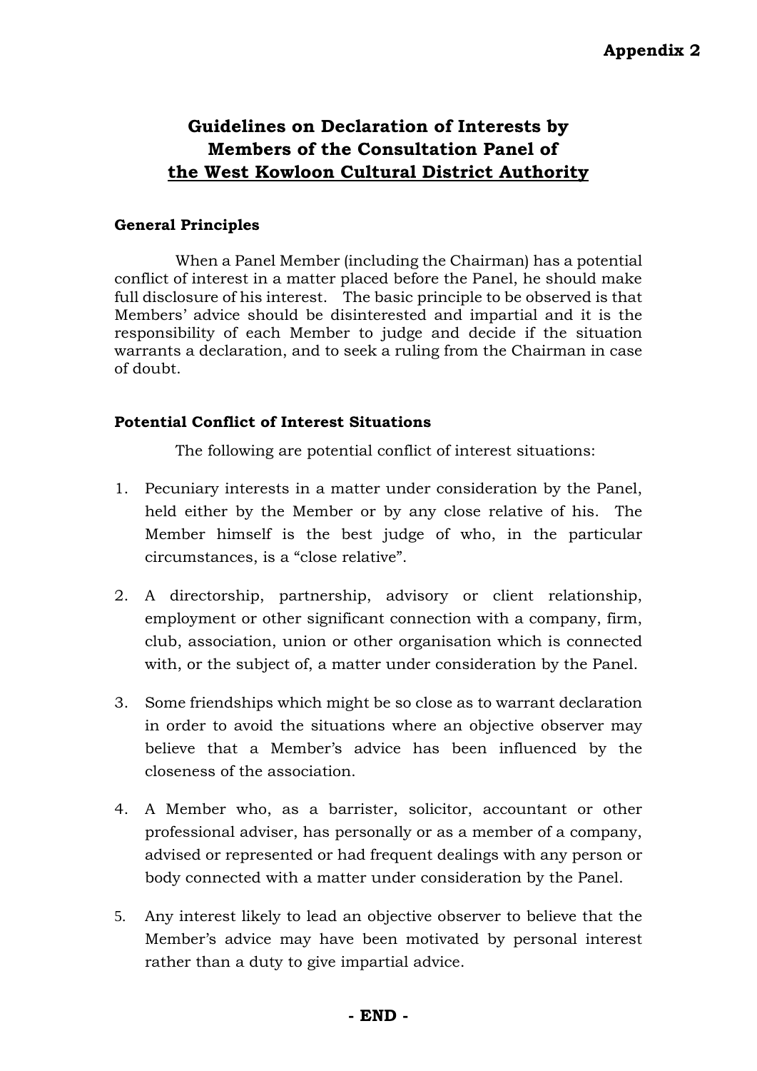**Appendix 2**

# Guidelines on Declaration of Interests by Members of the Consultation Panel of the West Kowloon Cultural District Authority

## General Principles

When a Panel Member (including the Chairman) has a potential conflict of interest in a matter placed before the Panel, he should make full disclosure of his interest. The basic principle to be observed is that Members' advice should be disinterested and impartial and it is the responsibility of each Member to judge and decide if the situation warrants a declaration, and to seek a ruling from the Chairman in case of doubt.

## Potential Conflict of Interest Situations

The following are potential conflict of interest situations:

1. Pecuniary interests in a matter under consideration by the Panel, held either by the Member or by any close relative of his. The Member himself is the best judge of who, in the particular circumstances, is a "close relative".

2. A directorship, partnership, advisory or client relationship, employment or other significant connection with a company, firm, club, association, union or other organisation which is connected with, or the subject of, a matter under consideration by the Panel.

3. Some friendships which might be so close as to warrant declaration in order to avoid the situations where an objective observer may believe that a Member's advice has been influenced by the closeness of the association.

4. A Member who, as a barrister, solicitor, accountant or other professional adviser, has personally or as a member of a company, advised or represented or had frequent dealings with any person or body connected with a matter under consideration by the Panel.

5. Any interest likely to lead an objective observer to believe that the Member's advice may have been motivated by personal interest rather than a duty to give impartial advice.

**- END -**